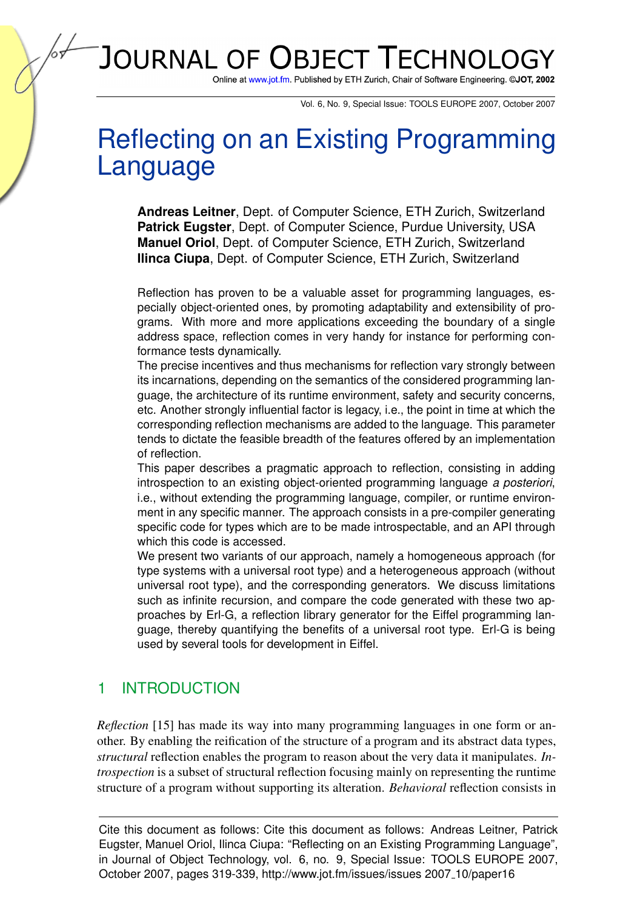# Reflecting on an Existing Programming Language

**Andreas Leitner**, Dept. of Computer Science, ETH Zurich, Switzerland
**Patrick Eugster**, Dept. of Computer Science, Purdue University, USA
**Manuel Oriol**, Dept. of Computer Science, ETH Zurich, Switzerland
**Ilinca Ciupa**, Dept. of Computer Science, ETH Zurich, Switzerland

Reflection has proven to be a valuable asset for programming languages, especially object-oriented ones, by promoting adaptability and extensibility of programs. With more and more applications exceeding the boundary of a single address space, reflection comes in very handy for instance for performing conformance tests dynamically.
The precise incentives and thus mechanisms for reflection vary strongly between its incarnations, depending on the semantics of the considered programming language, the architecture of its runtime environment, safety and security concerns, etc. Another strongly influential factor is legacy, i.e., the point in time at which the corresponding reflection mechanisms are added to the language. This parameter tends to dictate the feasible breadth of the features offered by an implementation of reflection.
This paper describes a pragmatic approach to reflection, consisting in adding introspection to an existing object-oriented programming language *a posteriori*, i.e., without extending the programming language, compiler, or runtime environment in any specific manner. The approach consists in a pre-compiler generating specific code for types which are to be made introspectable, and an API through which this code is accessed.
We present two variants of our approach, namely a homogeneous approach (for type systems with a universal root type) and a heterogeneous approach (without universal root type), and the corresponding generators. We discuss limitations such as infinite recursion, and compare the code generated with these two approaches by Erl-G, a reflection library generator for the Eiffel programming language, thereby quantifying the benefits of a universal root type. Erl-G is being used by several tools for development in Eiffel.

## 1 INTRODUCTION

*Reflection* [15] has made its way into many programming languages in one form or another. By enabling the reification of the structure of a program and its abstract data types, *structural* reflection enables the program to reason about the very data it manipulates. *Introspection* is a subset of structural reflection focusing mainly on representing the runtime structure of a program without supporting its alteration. *Behavioral* reflection consists in

Cite this document as follows: Cite this document as follows: Andreas Leitner, Patrick Eugster, Manuel Oriol, Ilinca Ciupa: "Reflecting on an Existing Programming Language", in Journal of Object Technology, vol. 6, no. 9, Special Issue: TOOLS EUROPE 2007, October 2007, pages 319-339, http://www.jot.fm/issues/issues 2007_10/paper16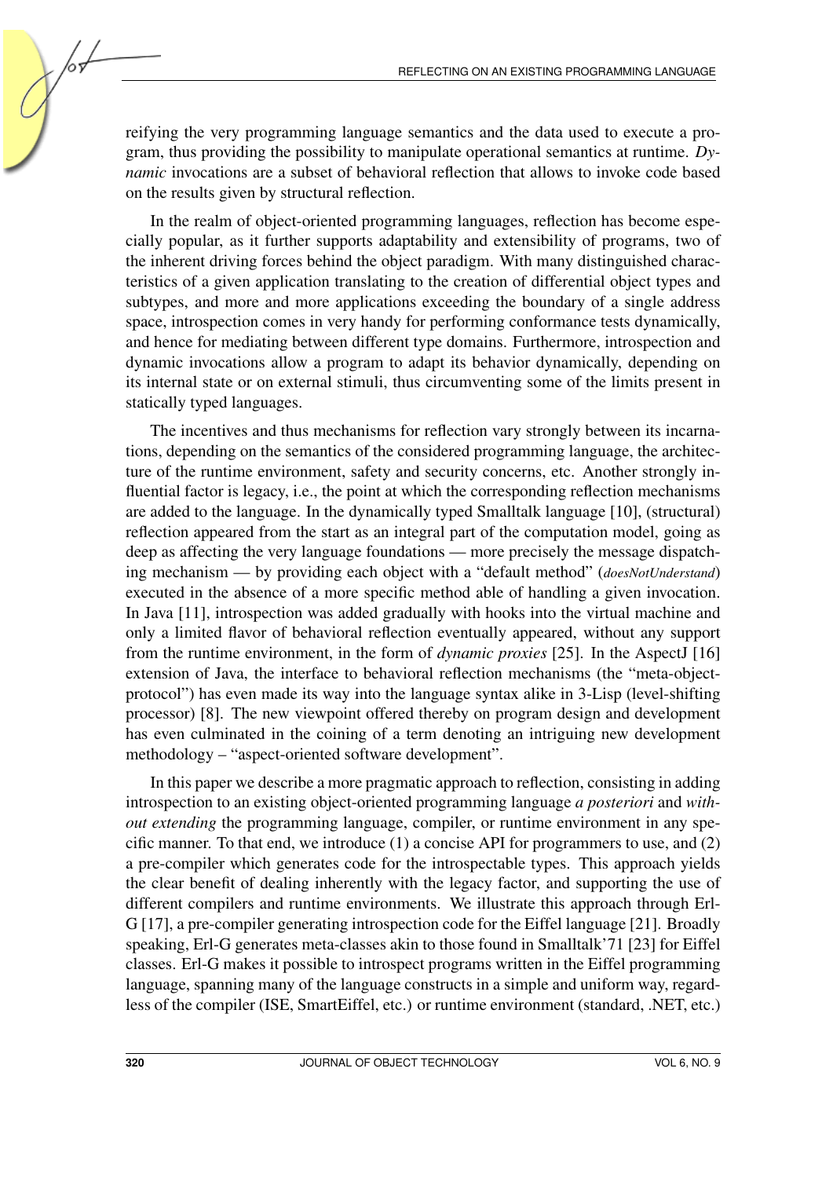reifying the very programming language semantics and the data used to execute a program, thus providing the possibility to manipulate operational semantics at runtime. *Dynamic* invocations are a subset of behavioral reflection that allows to invoke code based on the results given by structural reflection.

In the realm of object-oriented programming languages, reflection has become especially popular, as it further supports adaptability and extensibility of programs, two of the inherent driving forces behind the object paradigm. With many distinguished characteristics of a given application translating to the creation of differential object types and subtypes, and more and more applications exceeding the boundary of a single address space, introspection comes in very handy for performing conformance tests dynamically, and hence for mediating between different type domains. Furthermore, introspection and dynamic invocations allow a program to adapt its behavior dynamically, depending on its internal state or on external stimuli, thus circumventing some of the limits present in statically typed languages.

The incentives and thus mechanisms for reflection vary strongly between its incarnations, depending on the semantics of the considered programming language, the architecture of the runtime environment, safety and security concerns, etc. Another strongly influential factor is legacy, i.e., the point at which the corresponding reflection mechanisms are added to the language. In the dynamically typed Smalltalk language [10], (structural) reflection appeared from the start as an integral part of the computation model, going as deep as affecting the very language foundations — more precisely the message dispatching mechanism — by providing each object with a "default method" (*doesNotUnderstand*) executed in the absence of a more specific method able of handling a given invocation. In Java [11], introspection was added gradually with hooks into the virtual machine and only a limited flavor of behavioral reflection eventually appeared, without any support from the runtime environment, in the form of *dynamic proxies* [25]. In the AspectJ [16] extension of Java, the interface to behavioral reflection mechanisms (the "meta-object-protocol") has even made its way into the language syntax alike in 3-Lisp (level-shifting processor) [8]. The new viewpoint offered thereby on program design and development has even culminated in the coining of a term denoting an intriguing new development methodology – "aspect-oriented software development".

In this paper we describe a more pragmatic approach to reflection, consisting in adding introspection to an existing object-oriented programming language *a posteriori* and *without extending* the programming language, compiler, or runtime environment in any specific manner. To that end, we introduce (1) a concise API for programmers to use, and (2) a pre-compiler which generates code for the introspectable types. This approach yields the clear benefit of dealing inherently with the legacy factor, and supporting the use of different compilers and runtime environments. We illustrate this approach through Erl-G [17], a pre-compiler generating introspection code for the Eiffel language [21]. Broadly speaking, Erl-G generates meta-classes akin to those found in Smalltalk'71 [23] for Eiffel classes. Erl-G makes it possible to introspect programs written in the Eiffel programming language, spanning many of the language constructs in a simple and uniform way, regardless of the compiler (ISE, SmartEiffel, etc.) or runtime environment (standard, .NET, etc.)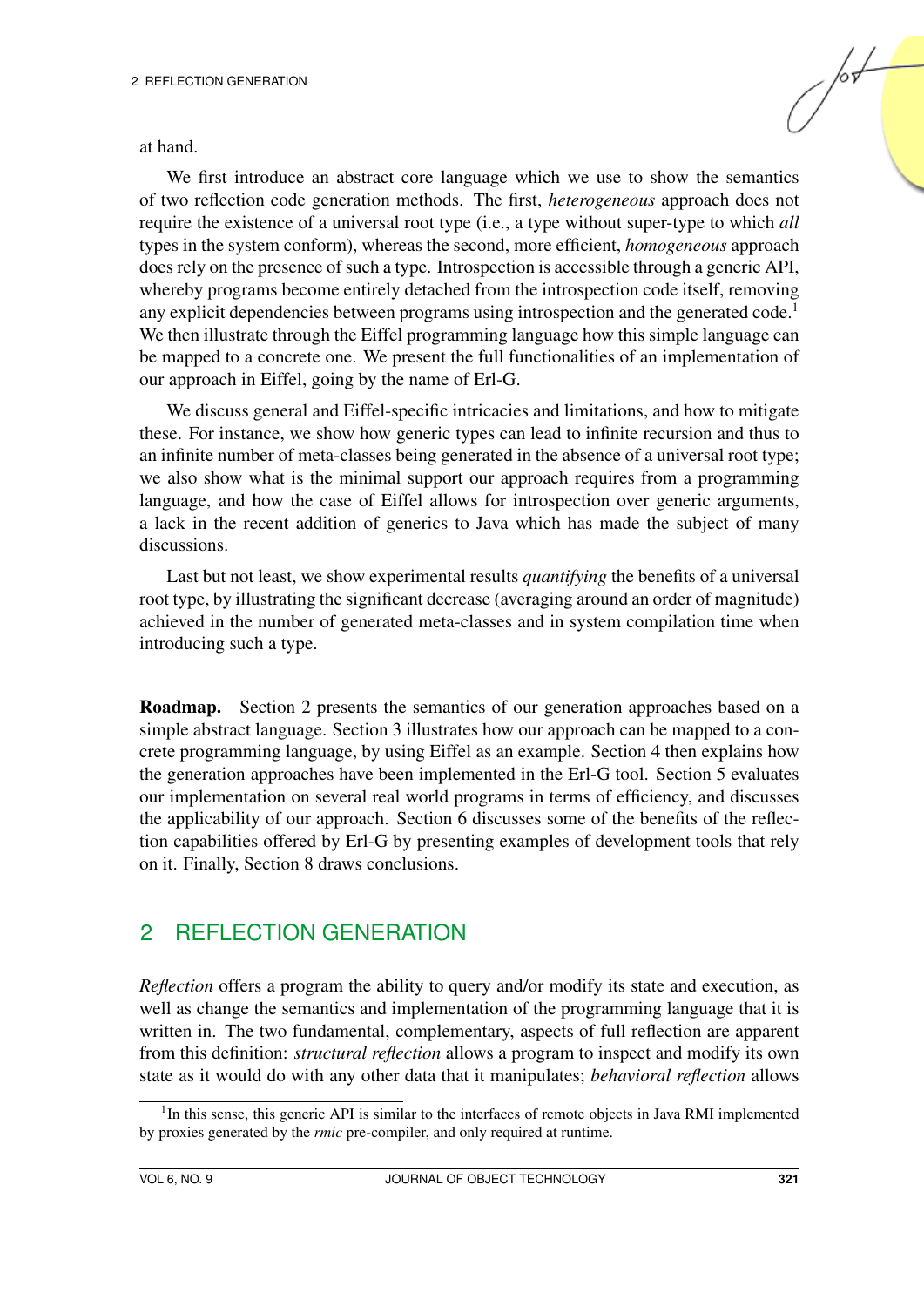at hand.

We first introduce an abstract core language which we use to show the semantics of two reflection code generation methods. The first, *heterogeneous* approach does not require the existence of a universal root type (i.e., a type without super-type to which *all* types in the system conform), whereas the second, more efficient, *homogeneous* approach does rely on the presence of such a type. Introspection is accessible through a generic API, whereby programs become entirely detached from the introspection code itself, removing any explicit dependencies between programs using introspection and the generated code.[1] We then illustrate through the Eiffel programming language how this simple language can be mapped to a concrete one. We present the full functionalities of an implementation of our approach in Eiffel, going by the name of Erl-G.

We discuss general and Eiffel-specific intricacies and limitations, and how to mitigate these. For instance, we show how generic types can lead to infinite recursion and thus to an infinite number of meta-classes being generated in the absence of a universal root type; we also show what is the minimal support our approach requires from a programming language, and how the case of Eiffel allows for introspection over generic arguments, a lack in the recent addition of generics to Java which has made the subject of many discussions.

Last but not least, we show experimental results *quantifying* the benefits of a universal root type, by illustrating the significant decrease (averaging around an order of magnitude) achieved in the number of generated meta-classes and in system compilation time when introducing such a type.

**Roadmap.** Section 2 presents the semantics of our generation approaches based on a simple abstract language. Section 3 illustrates how our approach can be mapped to a concrete programming language, by using Eiffel as an example. Section 4 then explains how the generation approaches have been implemented in the Erl-G tool. Section 5 evaluates our implementation on several real world programs in terms of efficiency, and discusses the applicability of our approach. Section 6 discusses some of the benefits of the reflection capabilities offered by Erl-G by presenting examples of development tools that rely on it. Finally, Section 8 draws conclusions.

## 2 REFLECTION GENERATION

*Reflection* offers a program the ability to query and/or modify its state and execution, as well as change the semantics and implementation of the programming language that it is written in. The two fundamental, complementary, aspects of full reflection are apparent from this definition: *structural reflection* allows a program to inspect and modify its own state as it would do with any other data that it manipulates; *behavioral reflection* allows

[1] In this sense, this generic API is similar to the interfaces of remote objects in Java RMI implemented by proxies generated by the *rmic* pre-compiler, and only required at runtime.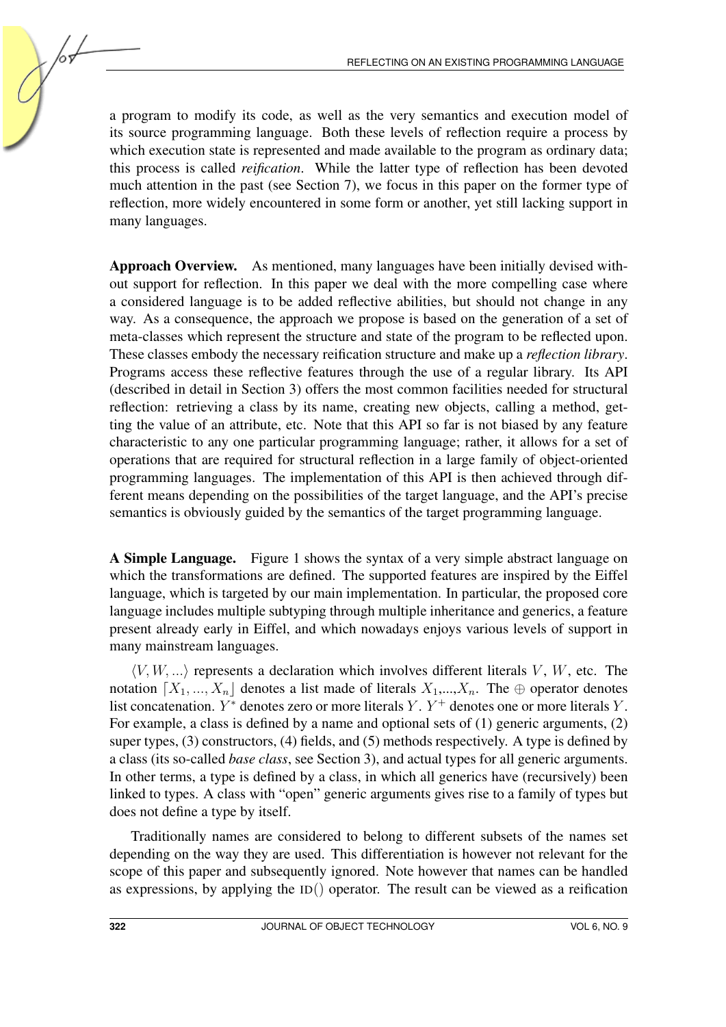a program to modify its code, as well as the very semantics and execution model of its source programming language. Both these levels of reflection require a process by which execution state is represented and made available to the program as ordinary data; this process is called *reification*. While the latter type of reflection has been devoted much attention in the past (see Section 7), we focus in this paper on the former type of reflection, more widely encountered in some form or another, yet still lacking support in many languages.

**Approach Overview.** As mentioned, many languages have been initially devised without support for reflection. In this paper we deal with the more compelling case where a considered language is to be added reflective abilities, but should not change in any way. As a consequence, the approach we propose is based on the generation of a set of meta-classes which represent the structure and state of the program to be reflected upon. These classes embody the necessary reification structure and make up a *reflection library*. Programs access these reflective features through the use of a regular library. Its API (described in detail in Section 3) offers the most common facilities needed for structural reflection: retrieving a class by its name, creating new objects, calling a method, getting the value of an attribute, etc. Note that this API so far is not biased by any feature characteristic to any one particular programming language; rather, it allows for a set of operations that are required for structural reflection in a large family of object-oriented programming languages. The implementation of this API is then achieved through different means depending on the possibilities of the target language, and the API's precise semantics is obviously guided by the semantics of the target programming language.

**A Simple Language.** Figure 1 shows the syntax of a very simple abstract language on which the transformations are defined. The supported features are inspired by the Eiffel language, which is targeted by our main implementation. In particular, the proposed core language includes multiple subtyping through multiple inheritance and generics, a feature present already early in Eiffel, and which nowadays enjoys various levels of support in many mainstream languages.

$\langle V, W, ... \rangle$ represents a declaration which involves different literals $V$, $W$, etc. The notation $\lceil X_1, ..., X_n \rfloor$ denotes a list made of literals $X_1$,...,$X_n$. The $\oplus$ operator denotes list concatenation. $Y^*$ denotes zero or more literals $Y$. $Y^+$ denotes one or more literals $Y$. For example, a class is defined by a name and optional sets of (1) generic arguments, (2) super types, (3) constructors, (4) fields, and (5) methods respectively. A type is defined by a class (its so-called *base class*, see Section 3), and actual types for all generic arguments. In other terms, a type is defined by a class, in which all generics have (recursively) been linked to types. A class with "open" generic arguments gives rise to a family of types but does not define a type by itself.

Traditionally names are considered to belong to different subsets of the names set depending on the way they are used. This differentiation is however not relevant for the scope of this paper and subsequently ignored. Note however that names can be handled as expressions, by applying the $\text{ID}()$ operator. The result can be viewed as a reification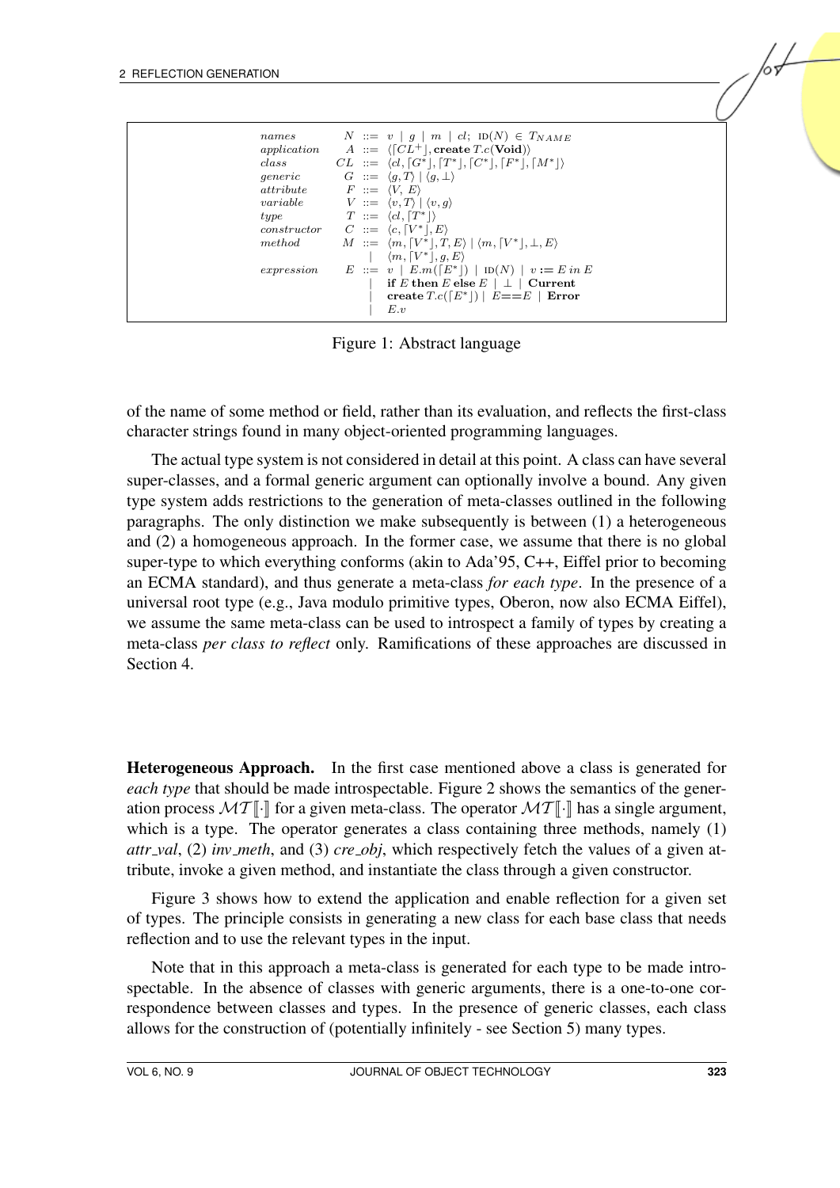$$
\begin{array}{llcl}
\textit{names} & N & ::= & v \mid g \mid m \mid cl;\ \text{ID}(N) \in T_{NAME} \\
\textit{application} & A & ::= & \langle \lceil CL^{+} \rfloor, \textbf{create}\ T.c(\textbf{Void}) \rangle \\
\textit{class} & CL & ::= & \langle cl, \lceil G^{*} \rfloor, \lceil T^{*} \rfloor, \lceil C^{*} \rfloor, \lceil F^{*} \rfloor, \lceil M^{*} \rfloor \rangle \\
\textit{generic} & G & ::= & \langle g, T \rangle \mid \langle g, \bot \rangle \\
\textit{attribute} & F & ::= & \langle V, E \rangle \\
\textit{variable} & V & ::= & \langle v, T \rangle \mid \langle v, g \rangle \\
\textit{type} & T & ::= & \langle cl, \lceil T^{*} \rfloor \rangle \\
\textit{constructor} & C & ::= & \langle c, \lceil V^{*} \rfloor, E \rangle \\
\textit{method} & M & ::= & \langle m, \lceil V^{*} \rfloor, T, E \rangle \mid \langle m, \lceil V^{*} \rfloor, \bot, E \rangle \\
 & & \mid & \langle m, \lceil V^{*} \rfloor, g, E \rangle \\
\textit{expression} & E & ::= & v \mid E.m(\lceil E^{*} \rfloor) \mid \text{ID}(N) \mid v := E\ in\ E \\
 & & \mid & \textbf{if}\ E\ \textbf{then}\ E\ \textbf{else}\ E \mid \bot \mid \textbf{Current} \\
 & & \mid & \textbf{create}\ T.c(\lceil E^{*} \rfloor) \mid E{=}{=}E \mid \textbf{Error} \\
 & & \mid & E.v
\end{array}
$$

Figure 1: Abstract language

of the name of some method or field, rather than its evaluation, and reflects the first-class character strings found in many object-oriented programming languages.

The actual type system is not considered in detail at this point. A class can have several super-classes, and a formal generic argument can optionally involve a bound. Any given type system adds restrictions to the generation of meta-classes outlined in the following paragraphs. The only distinction we make subsequently is between (1) a heterogeneous and (2) a homogeneous approach. In the former case, we assume that there is no global super-type to which everything conforms (akin to Ada'95, C++, Eiffel prior to becoming an ECMA standard), and thus generate a meta-class *for each type*. In the presence of a universal root type (e.g., Java modulo primitive types, Oberon, now also ECMA Eiffel), we assume the same meta-class can be used to introspect a family of types by creating a meta-class *per class to reflect* only. Ramifications of these approaches are discussed in Section 4.

**Heterogeneous Approach.** In the first case mentioned above a class is generated for *each type* that should be made introspectable. Figure 2 shows the semantics of the generation process $\mathcal{MT}[\![\cdot]\!]$ for a given meta-class. The operator $\mathcal{MT}[\![\cdot]\!]$ has a single argument, which is a type. The operator generates a class containing three methods, namely (1) *attr_val*, (2) *inv_meth*, and (3) *cre_obj*, which respectively fetch the values of a given attribute, invoke a given method, and instantiate the class through a given constructor.

Figure 3 shows how to extend the application and enable reflection for a given set of types. The principle consists in generating a new class for each base class that needs reflection and to use the relevant types in the input.

Note that in this approach a meta-class is generated for each type to be made introspectable. In the absence of classes with generic arguments, there is a one-to-one correspondence between classes and types. In the presence of generic classes, each class allows for the construction of (potentially infinitely - see Section 5) many types.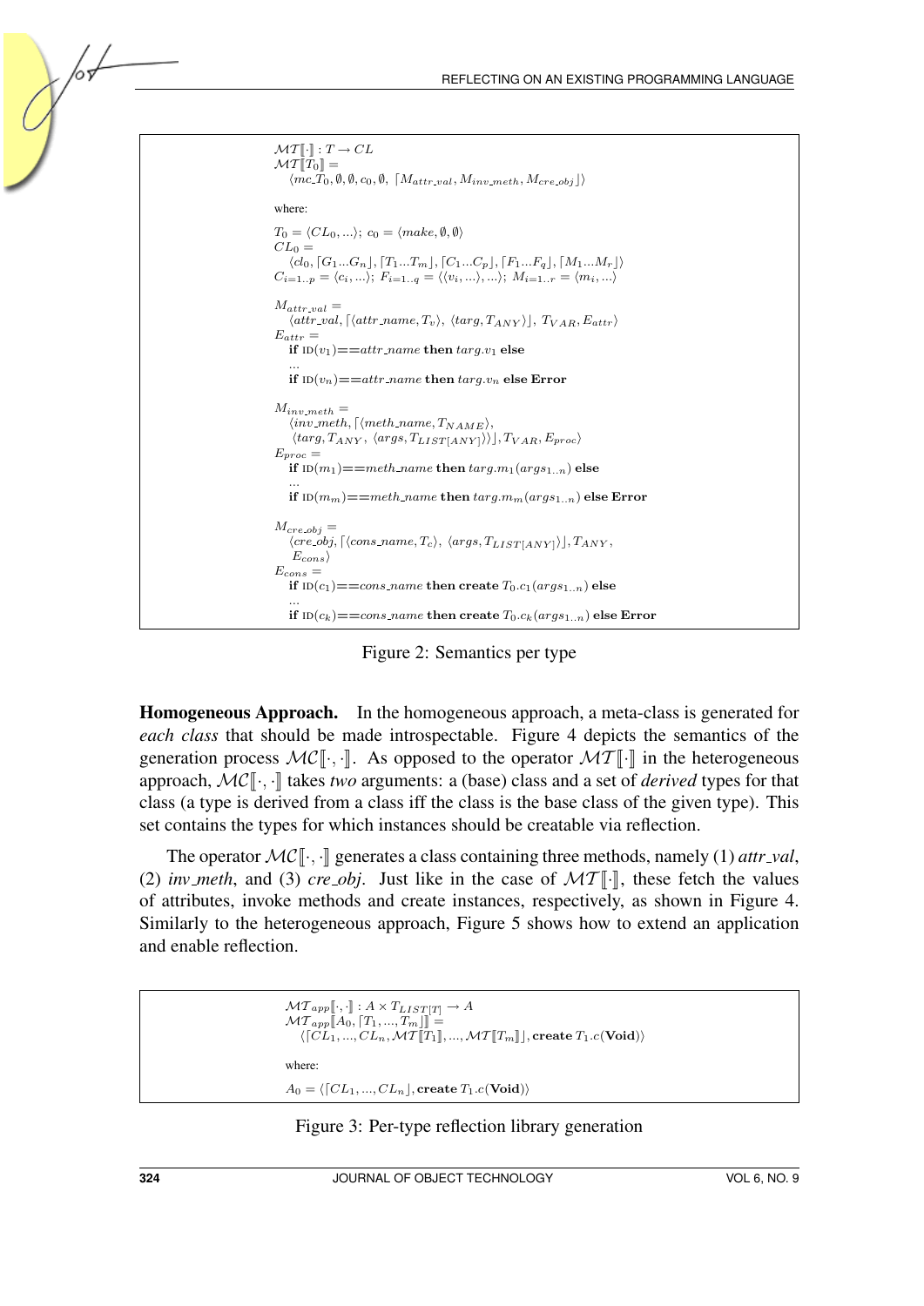$$\mathcal{MT}[\![\cdot]\!] : T \rightarrow CL$$
$$\mathcal{MT}[\![T_0]\!] =$$
$$\quad \langle mc\_T_0, \emptyset, \emptyset, c_0, \emptyset, \lceil M_{attr\_val}, M_{inv\_meth}, M_{cre\_obj} \rfloor \rangle$$

where:

$$T_0 = \langle CL_0, ... \rangle;\ c_0 = \langle make, \emptyset, \emptyset \rangle$$
$$CL_0 =$$
$$\quad \langle cl_0, \lceil G_1...G_n \rfloor, \lceil T_1...T_m \rfloor, \lceil C_1...C_p \rfloor, \lceil F_1...F_q \rfloor, \lceil M_1...M_r \rfloor \rangle$$
$$C_{i=1..p} = \langle c_i, ... \rangle;\ F_{i=1..q} = \langle \langle v_i, ... \rangle, ... \rangle;\ M_{i=1..r} = \langle m_i, ... \rangle$$

$$M_{attr\_val} =$$
$$\quad \langle attr\_val, \lceil \langle attr\_name, T_v \rangle,\ \langle targ, T_{ANY} \rangle \rfloor,\ T_{VAR}, E_{attr} \rangle$$
$$E_{attr} =$$
$$\quad \textbf{if}\ \text{ID}(v_1) {==} attr\_name\ \textbf{then}\ targ.v_1\ \textbf{else}$$
$$\quad ...$$
$$\quad \textbf{if}\ \text{ID}(v_n) {==} attr\_name\ \textbf{then}\ targ.v_n\ \textbf{else Error}$$

$$M_{inv\_meth} =$$
$$\quad \langle inv\_meth, \lceil \langle meth\_name, T_{NAME} \rangle,$$
$$\quad \langle targ, T_{ANY},\ \langle args, T_{LIST[ANY]} \rangle \rangle \rfloor, T_{VAR}, E_{proc} \rangle$$
$$E_{proc} =$$
$$\quad \textbf{if}\ \text{ID}(m_1) {==} meth\_name\ \textbf{then}\ targ.m_1(args_{1..n})\ \textbf{else}$$
$$\quad ...$$
$$\quad \textbf{if}\ \text{ID}(m_m) {==} meth\_name\ \textbf{then}\ targ.m_m(args_{1..n})\ \textbf{else Error}$$

$$M_{cre\_obj} =$$
$$\quad \langle cre\_obj, \lceil \langle cons\_name, T_c \rangle,\ \langle args, T_{LIST[ANY]} \rangle \rfloor, T_{ANY},$$
$$\quad E_{cons} \rangle$$
$$E_{cons} =$$
$$\quad \textbf{if}\ \text{ID}(c_1) {==} cons\_name\ \textbf{then create}\ T_0.c_1(args_{1..n})\ \textbf{else}$$
$$\quad ...$$
$$\quad \textbf{if}\ \text{ID}(c_k) {==} cons\_name\ \textbf{then create}\ T_0.c_k(args_{1..n})\ \textbf{else Error}$$

Figure 2: Semantics per type

**Homogeneous Approach.** In the homogeneous approach, a meta-class is generated for *each class* that should be made introspectable. Figure 4 depicts the semantics of the generation process $\mathcal{MC}[\![\cdot,\cdot]\!]$. As opposed to the operator $\mathcal{MT}[\![\cdot]\!]$ in the heterogeneous approach, $\mathcal{MC}[\![\cdot,\cdot]\!]$ takes *two* arguments: a (base) class and a set of *derived* types for that class (a type is derived from a class iff the class is the base class of the given type). This set contains the types for which instances should be creatable via reflection.

The operator $\mathcal{MC}[\![\cdot,\cdot]\!]$ generates a class containing three methods, namely (1) *attr_val*, (2) *inv_meth*, and (3) *cre_obj*. Just like in the case of $\mathcal{MT}[\![\cdot]\!]$, these fetch the values of attributes, invoke methods and create instances, respectively, as shown in Figure 4. Similarly to the heterogeneous approach, Figure 5 shows how to extend an application and enable reflection.

$$\mathcal{MT}_{app}[\![\cdot,\cdot]\!] : A \times T_{LIST[T]} \rightarrow A$$
$$\mathcal{MT}_{app}[\![A_0, \lceil T_1, ..., T_m \rfloor]\!] =$$
$$\quad \langle \lceil CL_1, ..., CL_n, \mathcal{MT}[\![T_1]\!], ..., \mathcal{MT}[\![T_m]\!] \rfloor, \textbf{create}\ T_1.c(\textbf{Void}) \rangle$$

where:

$$A_0 = \langle \lceil CL_1, ..., CL_n \rfloor, \textbf{create}\ T_1.c(\textbf{Void}) \rangle$$

Figure 3: Per-type reflection library generation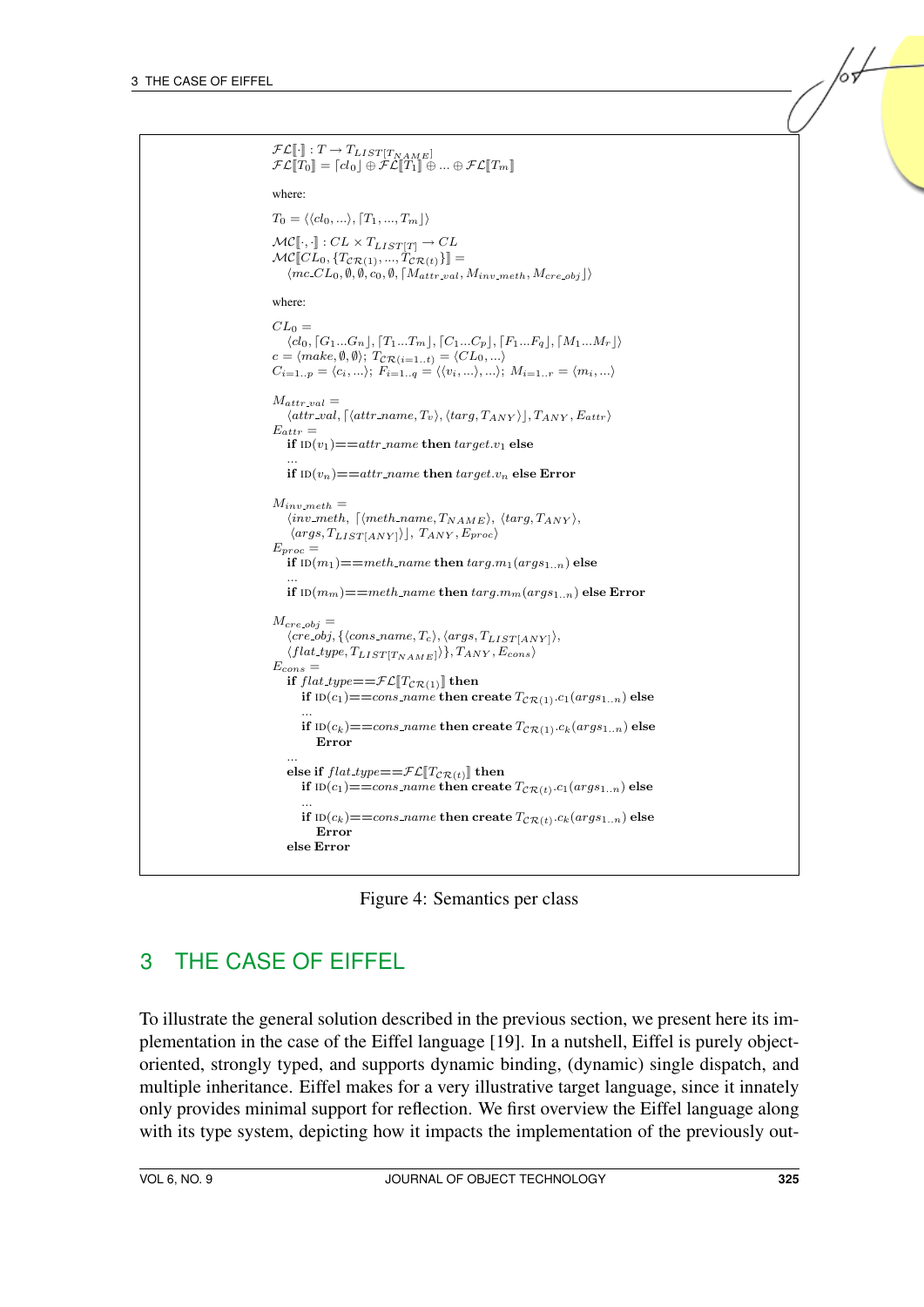$$\mathcal{FL}[\![\cdot]\!] : T \rightarrow T_{LIST[T_{NAME}]}$$
$$\mathcal{FL}[\![T_0]\!] = \lceil cl_0 \rfloor \oplus \mathcal{FL}[\![T_1]\!] \oplus ... \oplus \mathcal{FL}[\![T_m]\!]$$

where:

$$T_0 = \langle \langle cl_0, ... \rangle, \lceil T_1, ..., T_m \rfloor \rangle$$

$$\mathcal{MC}[\![\cdot, \cdot]\!] : CL \times T_{LIST[T]} \rightarrow CL$$
$$\mathcal{MC}[\![CL_0, \{T_{\mathcal{CR}(1)}, ..., T_{\mathcal{CR}(t)}\}]\!] = \langle mc\_CL_0, \emptyset, \emptyset, c_0, \emptyset, \lceil M_{attr\_val}, M_{inv\_meth}, M_{cre\_obj} \rfloor \rangle$$

where:

$$CL_0 = \langle cl_0, \lceil G_1 ... G_n \rfloor, \lceil T_1 ... T_m \rfloor, \lceil C_1 ... C_p \rfloor, \lceil F_1 ... F_q \rfloor, \lceil M_1 ... M_r \rfloor \rangle$$
$$c = \langle make, \emptyset, \emptyset \rangle;\ T_{\mathcal{CR}(i=1..t)} = \langle CL_0, ... \rangle$$
$$C_{i=1..p} = \langle c_i, ... \rangle;\ F_{i=1..q} = \langle \langle v_i, ... \rangle, ... \rangle;\ M_{i=1..r} = \langle m_i, ... \rangle$$

$$M_{attr\_val} = \langle attr\_val, \lceil \langle attr\_name, T_v \rangle, \langle targ, T_{ANY} \rangle \rfloor, T_{ANY}, E_{attr} \rangle$$

$E_{attr} =$
**if** $\text{ID}(v_1) {=}{=} attr\_name$ **then** $target.v_1$ **else**
...
**if** $\text{ID}(v_n) {=}{=} attr\_name$ **then** $target.v_n$ **else Error**

$$M_{inv\_meth} = \langle inv\_meth, \lceil \langle meth\_name, T_{NAME} \rangle, \langle targ, T_{ANY} \rangle, \langle args, T_{LIST[ANY]} \rangle \rfloor, T_{ANY}, E_{proc} \rangle$$

$E_{proc} =$
**if** $\text{ID}(m_1) {=}{=} meth\_name$ **then** $targ.m_1(args_{1..n})$ **else**
...
**if** $\text{ID}(m_m) {=}{=} meth\_name$ **then** $targ.m_m(args_{1..n})$ **else Error**

$$M_{cre\_obj} = \langle cre\_obj, \{\langle cons\_name, T_c \rangle, \langle args, T_{LIST[ANY]} \rangle, \langle flat\_type, T_{LIST[T_{NAME}]} \rangle\}, T_{ANY}, E_{cons} \rangle$$

$E_{cons} =$
**if** $flat\_type {=}{=} \mathcal{FL}[\![T_{\mathcal{CR}(1)}]\!]$ **then**
  **if** $\text{ID}(c_1) {=}{=} cons\_name$ **then create** $T_{\mathcal{CR}(1)}.c_1(args_{1..n})$ **else**
  ...
  **if** $\text{ID}(c_k) {=}{=} cons\_name$ **then create** $T_{\mathcal{CR}(1)}.c_k(args_{1..n})$ **else**
    **Error**
...
**else if** $flat\_type {=}{=} \mathcal{FL}[\![T_{\mathcal{CR}(t)}]\!]$ **then**
  **if** $\text{ID}(c_1) {=}{=} cons\_name$ **then create** $T_{\mathcal{CR}(t)}.c_1(args_{1..n})$ **else**
  ...
  **if** $\text{ID}(c_k) {=}{=} cons\_name$ **then create** $T_{\mathcal{CR}(t)}.c_k(args_{1..n})$ **else**
    **Error**
**else Error**

Figure 4: Semantics per class

## 3 THE CASE OF EIFFEL

To illustrate the general solution described in the previous section, we present here its implementation in the case of the Eiffel language [19]. In a nutshell, Eiffel is purely object-oriented, strongly typed, and supports dynamic binding, (dynamic) single dispatch, and multiple inheritance. Eiffel makes for a very illustrative target language, since it innately only provides minimal support for reflection. We first overview the Eiffel language along with its type system, depicting how it impacts the implementation of the previously out-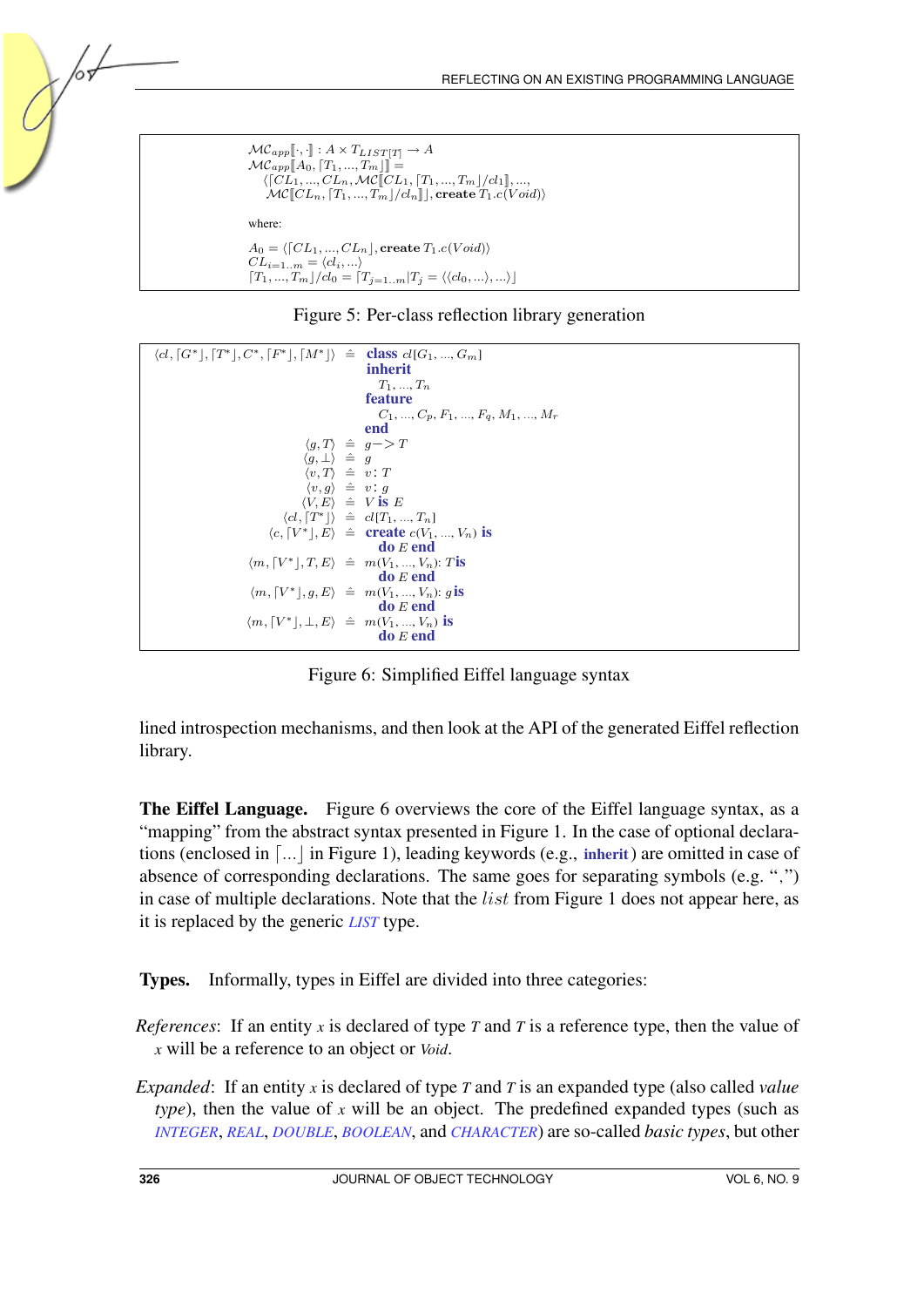$$\mathcal{MC}_{app}[\![\cdot,\cdot]\!] : A \times T_{LIST[T]} \rightarrow A$$
$$\mathcal{MC}_{app}[\![A_0, \lceil T_1, ..., T_m \rfloor]\!] =$$
$$\langle \lceil CL_1, ..., CL_n, \mathcal{MC}[\![CL_1, \lceil T_1, ..., T_m \rfloor / cl_1]\!], ..., \mathcal{MC}[\![CL_n, \lceil T_1, ..., T_m \rfloor / cl_n]\!] \rfloor, \textbf{create}\ T_1.c(Void)\rangle$$

where:

$$A_0 = \langle \lceil CL_1, ..., CL_n \rfloor, \textbf{create}\ T_1.c(Void)\rangle$$
$$CL_{i=1..m} = \langle cl_i, ...\rangle$$
$$\lceil T_1, ..., T_m \rfloor / cl_0 = \lceil T_{j=1..m} | T_j = \langle\langle cl_0, ...\rangle, ...\rangle \rfloor$$

Figure 5: Per-class reflection library generation

| | | |
|---|---|---|
| $\langle cl, \lceil G^* \rfloor, \lceil T^* \rfloor, C^*, \lceil F^* \rfloor, \lceil M^* \rfloor\rangle$ | $\triangleq$ | **class** $cl[G_1, ..., G_m]$ **inherit** $T_1, ..., T_n$ **feature** $C_1, ..., C_p, F_1, ..., F_q, M_1, ..., M_r$ **end** |
| $\langle g, T\rangle$ | $\triangleq$ | $g -> T$ |
| $\langle g, \perp\rangle$ | $\triangleq$ | $g$ |
| $\langle v, T\rangle$ | $\triangleq$ | $v$: $T$ |
| $\langle v, g\rangle$ | $\triangleq$ | $v$: $g$ |
| $\langle V, E\rangle$ | $\triangleq$ | $V$ **is** $E$ |
| $\langle cl, \lceil T^* \rfloor\rangle$ | $\triangleq$ | $cl[T_1, ..., T_n]$ |
| $\langle c, \lceil V^* \rfloor, E\rangle$ | $\triangleq$ | **create** $c(V_1, ..., V_n)$ **is** **do** $E$ **end** |
| $\langle m, \lceil V^* \rfloor, T, E\rangle$ | $\triangleq$ | $m(V_1, ..., V_n)$: $T$ **is** **do** $E$ **end** |
| $\langle m, \lceil V^* \rfloor, g, E\rangle$ | $\triangleq$ | $m(V_1, ..., V_n)$: $g$ **is** **do** $E$ **end** |
| $\langle m, \lceil V^* \rfloor, \perp, E\rangle$ | $\triangleq$ | $m(V_1, ..., V_n)$ **is** **do** $E$ **end** |

Figure 6: Simplified Eiffel language syntax

lined introspection mechanisms, and then look at the API of the generated Eiffel reflection library.

**The Eiffel Language.** Figure 6 overviews the core of the Eiffel language syntax, as a "mapping" from the abstract syntax presented in Figure 1. In the case of optional declarations (enclosed in $\lceil ... \rfloor$ in Figure 1), leading keywords (e.g., **inherit**) are omitted in case of absence of corresponding declarations. The same goes for separating symbols (e.g. ",") in case of multiple declarations. Note that the $list$ from Figure 1 does not appear here, as it is replaced by the generic *LIST* type.

**Types.** Informally, types in Eiffel are divided into three categories:

*References*: If an entity *x* is declared of type *T* and *T* is a reference type, then the value of *x* will be a reference to an object or *Void*.

*Expanded*: If an entity *x* is declared of type *T* and *T* is an expanded type (also called *value type*), then the value of *x* will be an object. The predefined expanded types (such as *INTEGER*, *REAL*, *DOUBLE*, *BOOLEAN*, and *CHARACTER*) are so-called *basic types*, but other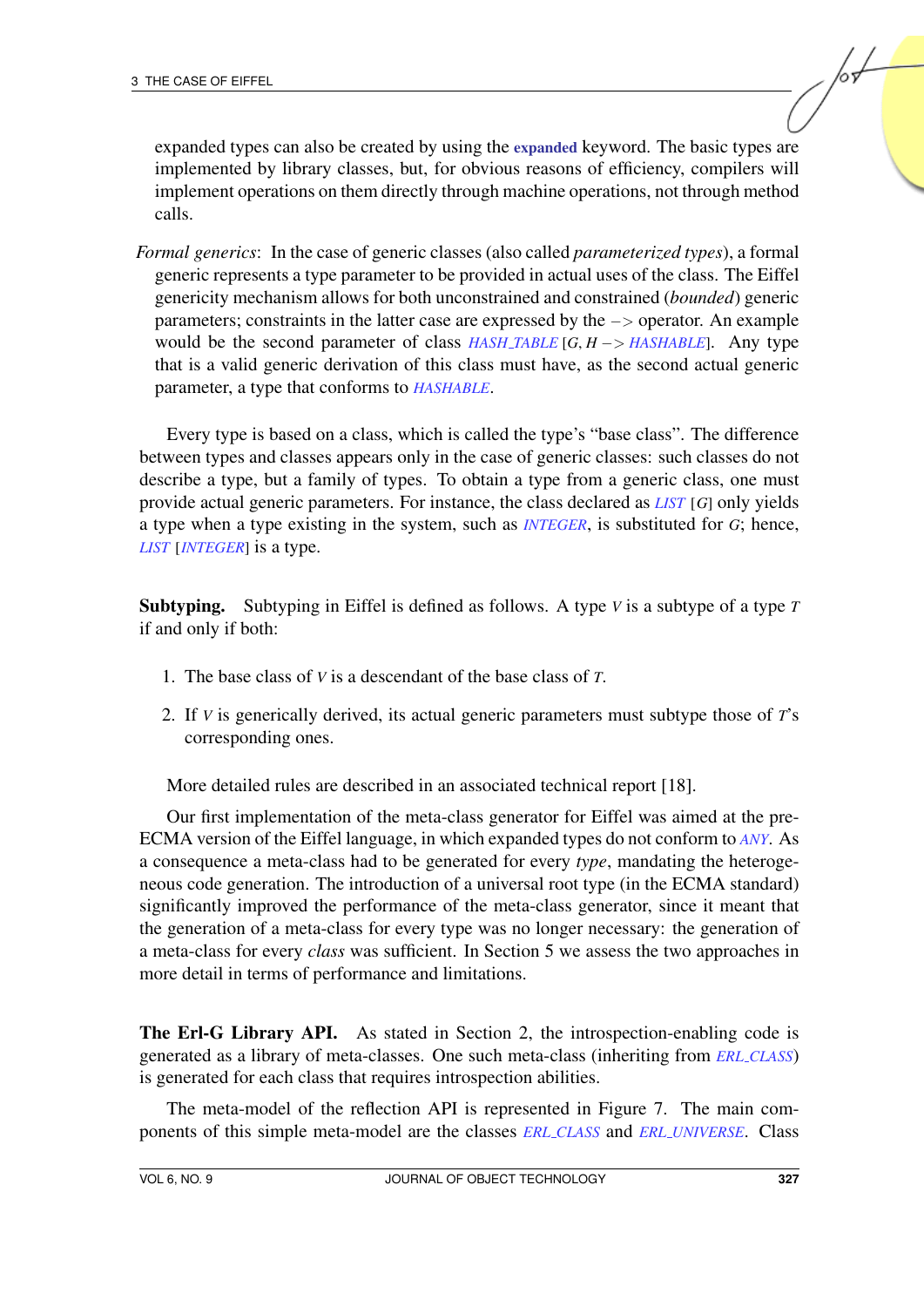expanded types can also be created by using the **expanded** keyword. The basic types are implemented by library classes, but, for obvious reasons of efficiency, compilers will implement operations on them directly through machine operations, not through method calls.

*Formal generics*: In the case of generic classes (also called *parameterized types*), a formal generic represents a type parameter to be provided in actual uses of the class. The Eiffel genericity mechanism allows for both unconstrained and constrained (*bounded*) generic parameters; constraints in the latter case are expressed by the −> operator. An example would be the second parameter of class *HASH_TABLE* [*G*, *H* −> *HASHABLE*]. Any type that is a valid generic derivation of this class must have, as the second actual generic parameter, a type that conforms to *HASHABLE*.

Every type is based on a class, which is called the type's "base class". The difference between types and classes appears only in the case of generic classes: such classes do not describe a type, but a family of types. To obtain a type from a generic class, one must provide actual generic parameters. For instance, the class declared as *LIST* [*G*] only yields a type when a type existing in the system, such as *INTEGER*, is substituted for *G*; hence, *LIST* [*INTEGER*] is a type.

**Subtyping.** Subtyping in Eiffel is defined as follows. A type *V* is a subtype of a type *T* if and only if both:

1. The base class of *V* is a descendant of the base class of *T*.
2. If *V* is generically derived, its actual generic parameters must subtype those of *T*'s corresponding ones.

More detailed rules are described in an associated technical report [18].

Our first implementation of the meta-class generator for Eiffel was aimed at the pre-ECMA version of the Eiffel language, in which expanded types do not conform to *ANY*. As a consequence a meta-class had to be generated for every *type*, mandating the heterogeneous code generation. The introduction of a universal root type (in the ECMA standard) significantly improved the performance of the meta-class generator, since it meant that the generation of a meta-class for every type was no longer necessary: the generation of a meta-class for every *class* was sufficient. In Section 5 we assess the two approaches in more detail in terms of performance and limitations.

**The Erl-G Library API.** As stated in Section 2, the introspection-enabling code is generated as a library of meta-classes. One such meta-class (inheriting from *ERL_CLASS*) is generated for each class that requires introspection abilities.

The meta-model of the reflection API is represented in Figure 7. The main components of this simple meta-model are the classes *ERL_CLASS* and *ERL_UNIVERSE*. Class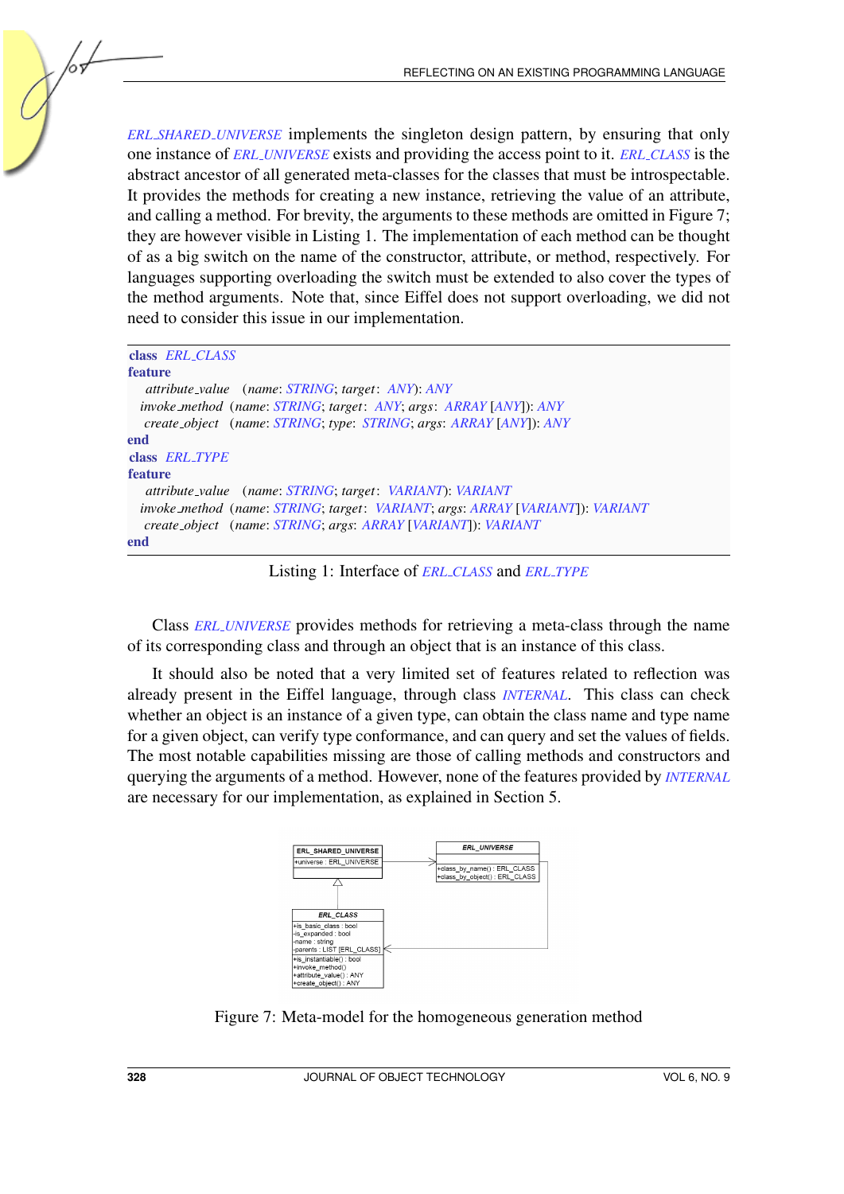*ERL_SHARED_UNIVERSE* implements the singleton design pattern, by ensuring that only one instance of *ERL_UNIVERSE* exists and providing the access point to it. *ERL_CLASS* is the abstract ancestor of all generated meta-classes for the classes that must be introspectable. It provides the methods for creating a new instance, retrieving the value of an attribute, and calling a method. For brevity, the arguments to these methods are omitted in Figure 7; they are however visible in Listing 1. The implementation of each method can be thought of as a big switch on the name of the constructor, attribute, or method, respectively. For languages supporting overloading the switch must be extended to also cover the types of the method arguments. Note that, since Eiffel does not support overloading, we did not need to consider this issue in our implementation.

```
class ERL_CLASS
feature
    attribute_value  (name: STRING; target: ANY): ANY
    invoke_method  (name: STRING; target: ANY; args: ARRAY [ANY]): ANY
    create_object  (name: STRING; type: STRING; args: ARRAY [ANY]): ANY
end
class ERL_TYPE
feature
    attribute_value  (name: STRING; target: VARIANT): VARIANT
    invoke_method  (name: STRING; target: VARIANT; args: ARRAY [VARIANT]): VARIANT
    create_object  (name: STRING; args: ARRAY [VARIANT]): VARIANT
end
```

Listing 1: Interface of *ERL_CLASS* and *ERL_TYPE*

Class *ERL_UNIVERSE* provides methods for retrieving a meta-class through the name of its corresponding class and through an object that is an instance of this class.

It should also be noted that a very limited set of features related to reflection was already present in the Eiffel language, through class *INTERNAL*. This class can check whether an object is an instance of a given type, can obtain the class name and type name for a given object, can verify type conformance, and can query and set the values of fields. The most notable capabilities missing are those of calling methods and constructors and querying the arguments of a method. However, none of the features provided by *INTERNAL* are necessary for our implementation, as explained in Section 5.

Figure 7: Meta-model for the homogeneous generation method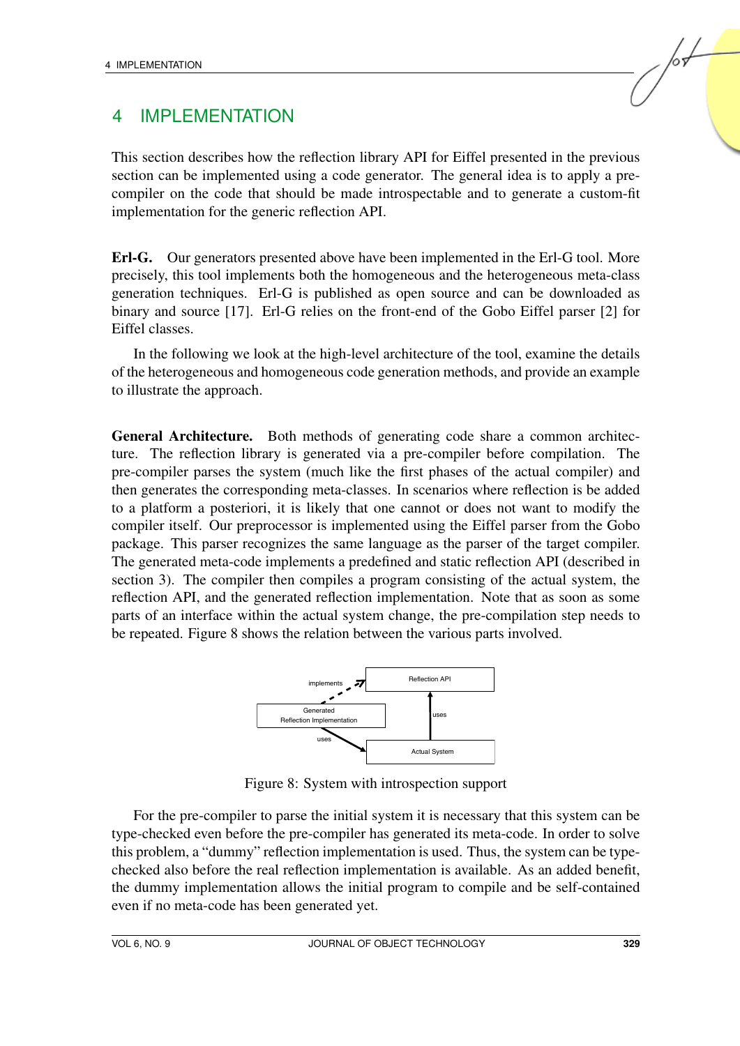# 4 IMPLEMENTATION

This section describes how the reflection library API for Eiffel presented in the previous section can be implemented using a code generator. The general idea is to apply a pre-compiler on the code that should be made introspectable and to generate a custom-fit implementation for the generic reflection API.

**Erl-G.** Our generators presented above have been implemented in the Erl-G tool. More precisely, this tool implements both the homogeneous and the heterogeneous meta-class generation techniques. Erl-G is published as open source and can be downloaded as binary and source [17]. Erl-G relies on the front-end of the Gobo Eiffel parser [2] for Eiffel classes.

In the following we look at the high-level architecture of the tool, examine the details of the heterogeneous and homogeneous code generation methods, and provide an example to illustrate the approach.

**General Architecture.** Both methods of generating code share a common architecture. The reflection library is generated via a pre-compiler before compilation. The pre-compiler parses the system (much like the first phases of the actual compiler) and then generates the corresponding meta-classes. In scenarios where reflection is be added to a platform a posteriori, it is likely that one cannot or does not want to modify the compiler itself. Our preprocessor is implemented using the Eiffel parser from the Gobo package. This parser recognizes the same language as the parser of the target compiler. The generated meta-code implements a predefined and static reflection API (described in section 3). The compiler then compiles a program consisting of the actual system, the reflection API, and the generated reflection implementation. Note that as soon as some parts of an interface within the actual system change, the pre-compilation step needs to be repeated. Figure 8 shows the relation between the various parts involved.

Figure 8: System with introspection support

For the pre-compiler to parse the initial system it is necessary that this system can be type-checked even before the pre-compiler has generated its meta-code. In order to solve this problem, a "dummy" reflection implementation is used. Thus, the system can be type-checked also before the real reflection implementation is available. As an added benefit, the dummy implementation allows the initial program to compile and be self-contained even if no meta-code has been generated yet.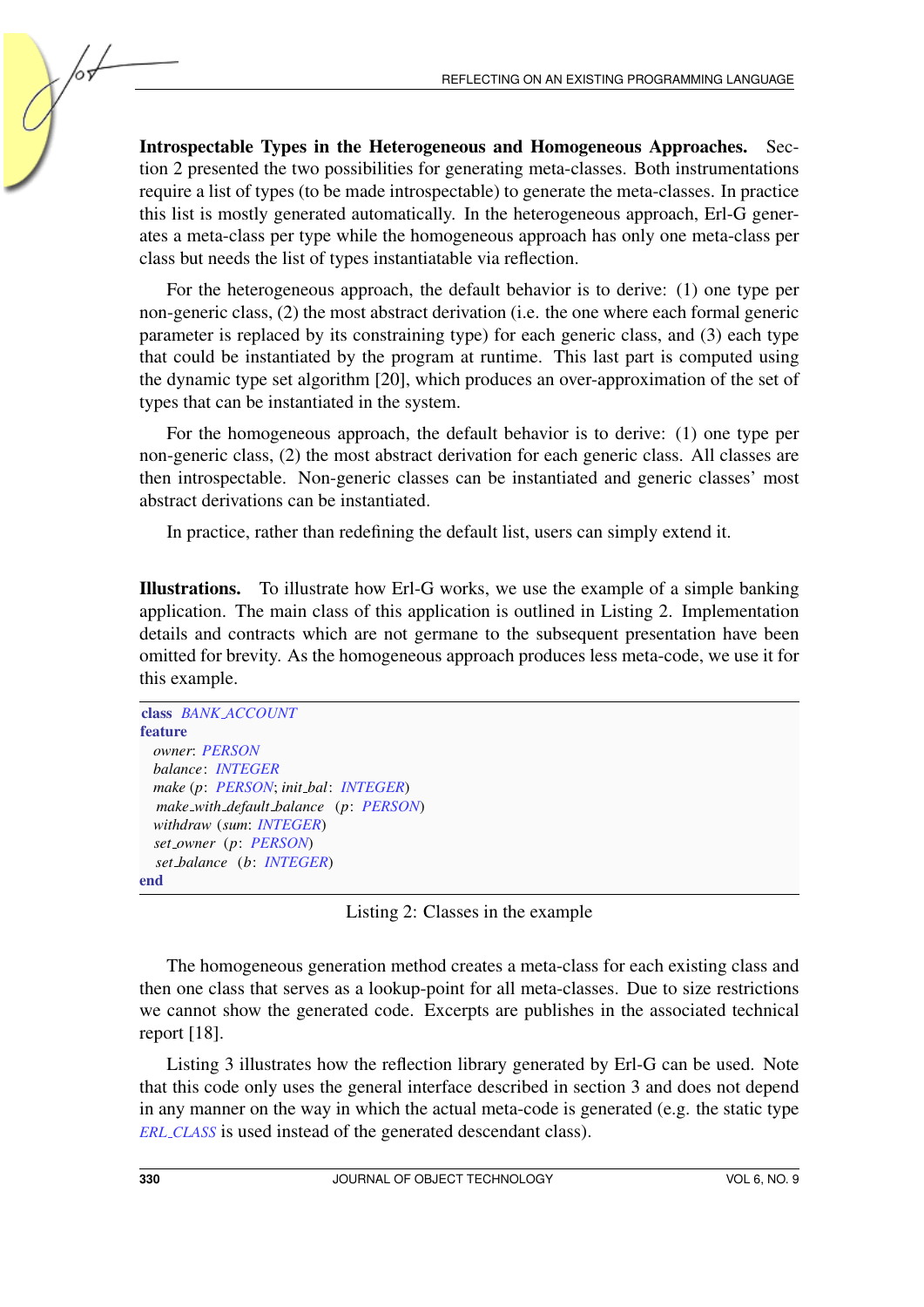**Introspectable Types in the Heterogeneous and Homogeneous Approaches.** Section 2 presented the two possibilities for generating meta-classes. Both instrumentations require a list of types (to be made introspectable) to generate the meta-classes. In practice this list is mostly generated automatically. In the heterogeneous approach, Erl-G generates a meta-class per type while the homogeneous approach has only one meta-class per class but needs the list of types instantiatable via reflection.

For the heterogeneous approach, the default behavior is to derive: (1) one type per non-generic class, (2) the most abstract derivation (i.e. the one where each formal generic parameter is replaced by its constraining type) for each generic class, and (3) each type that could be instantiated by the program at runtime. This last part is computed using the dynamic type set algorithm [20], which produces an over-approximation of the set of types that can be instantiated in the system.

For the homogeneous approach, the default behavior is to derive: (1) one type per non-generic class, (2) the most abstract derivation for each generic class. All classes are then introspectable. Non-generic classes can be instantiated and generic classes' most abstract derivations can be instantiated.

In practice, rather than redefining the default list, users can simply extend it.

**Illustrations.** To illustrate how Erl-G works, we use the example of a simple banking application. The main class of this application is outlined in Listing 2. Implementation details and contracts which are not germane to the subsequent presentation have been omitted for brevity. As the homogeneous approach produces less meta-code, we use it for this example.

```
class BANK_ACCOUNT
feature
  owner: PERSON
  balance: INTEGER
  make (p: PERSON; init_bal: INTEGER)
  make_with_default_balance (p: PERSON)
  withdraw (sum: INTEGER)
  set_owner (p: PERSON)
  set_balance (b: INTEGER)
end
```

Listing 2: Classes in the example

The homogeneous generation method creates a meta-class for each existing class and then one class that serves as a lookup-point for all meta-classes. Due to size restrictions we cannot show the generated code. Excerpts are publishes in the associated technical report [18].

Listing 3 illustrates how the reflection library generated by Erl-G can be used. Note that this code only uses the general interface described in section 3 and does not depend in any manner on the way in which the actual meta-code is generated (e.g. the static type *ERL_CLASS* is used instead of the generated descendant class).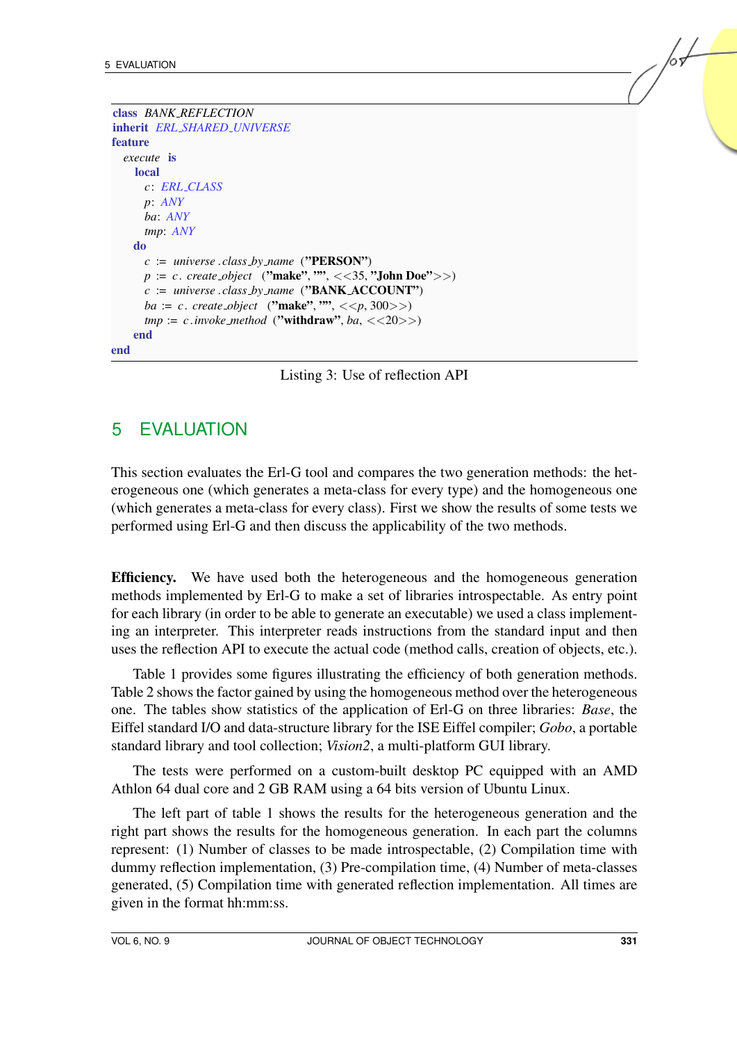```
class BANK_REFLECTION
inherit ERL_SHARED_UNIVERSE
feature
  execute is
    local
      c: ERL_CLASS
      p: ANY
      ba: ANY
      tmp: ANY
    do
      c := universe.class_by_name ("PERSON")
      p := c.create_object ("make", "", <<35, "John Doe">>)
      c := universe.class_by_name ("BANK_ACCOUNT")
      ba := c.create_object ("make", "", <<p, 300>>)
      tmp := c.invoke_method ("withdraw", ba, <<20>>)
    end
end
```

Listing 3: Use of reflection API

# 5 EVALUATION

This section evaluates the Erl-G tool and compares the two generation methods: the heterogeneous one (which generates a meta-class for every type) and the homogeneous one (which generates a meta-class for every class). First we show the results of some tests we performed using Erl-G and then discuss the applicability of the two methods.

**Efficiency.** We have used both the heterogeneous and the homogeneous generation methods implemented by Erl-G to make a set of libraries introspectable. As entry point for each library (in order to be able to generate an executable) we used a class implementing an interpreter. This interpreter reads instructions from the standard input and then uses the reflection API to execute the actual code (method calls, creation of objects, etc.).

Table 1 provides some figures illustrating the efficiency of both generation methods. Table 2 shows the factor gained by using the homogeneous method over the heterogeneous one. The tables show statistics of the application of Erl-G on three libraries: *Base*, the Eiffel standard I/O and data-structure library for the ISE Eiffel compiler; *Gobo*, a portable standard library and tool collection; *Vision2*, a multi-platform GUI library.

The tests were performed on a custom-built desktop PC equipped with an AMD Athlon 64 dual core and 2 GB RAM using a 64 bits version of Ubuntu Linux.

The left part of table 1 shows the results for the heterogeneous generation and the right part shows the results for the homogeneous generation. In each part the columns represent: (1) Number of classes to be made introspectable, (2) Compilation time with dummy reflection implementation, (3) Pre-compilation time, (4) Number of meta-classes generated, (5) Compilation time with generated reflection implementation. All times are given in the format hh:mm:ss.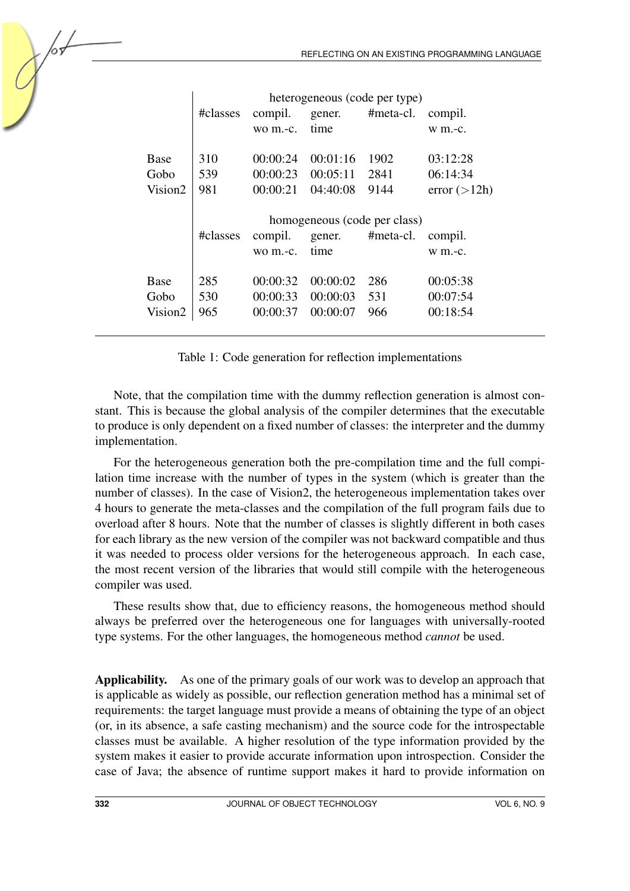| | heterogeneous (code per type) | | | | |
|---|---|---|---|---|---|
| | #classes | compil. wo m.-c. | gener. time | #meta-cl. | compil. w m.-c. |
| Base | 310 | 00:00:24 | 00:01:16 | 1902 | 03:12:28 |
| Gobo | 539 | 00:00:23 | 00:05:11 | 2841 | 06:14:34 |
| Vision2 | 981 | 00:00:21 | 04:40:08 | 9144 | error (>12h) |
| | **homogeneous (code per class)** | | | | |
| | #classes | compil. wo m.-c. | gener. time | #meta-cl. | compil. w m.-c. |
| Base | 285 | 00:00:32 | 00:00:02 | 286 | 00:05:38 |
| Gobo | 530 | 00:00:33 | 00:00:03 | 531 | 00:07:54 |
| Vision2 | 965 | 00:00:37 | 00:00:07 | 966 | 00:18:54 |

Table 1: Code generation for reflection implementations

Note, that the compilation time with the dummy reflection generation is almost constant. This is because the global analysis of the compiler determines that the executable to produce is only dependent on a fixed number of classes: the interpreter and the dummy implementation.

For the heterogeneous generation both the pre-compilation time and the full compilation time increase with the number of types in the system (which is greater than the number of classes). In the case of Vision2, the heterogeneous implementation takes over 4 hours to generate the meta-classes and the compilation of the full program fails due to overload after 8 hours. Note that the number of classes is slightly different in both cases for each library as the new version of the compiler was not backward compatible and thus it was needed to process older versions for the heterogeneous approach. In each case, the most recent version of the libraries that would still compile with the heterogeneous compiler was used.

These results show that, due to efficiency reasons, the homogeneous method should always be preferred over the heterogeneous one for languages with universally-rooted type systems. For the other languages, the homogeneous method *cannot* be used.

**Applicability.** As one of the primary goals of our work was to develop an approach that is applicable as widely as possible, our reflection generation method has a minimal set of requirements: the target language must provide a means of obtaining the type of an object (or, in its absence, a safe casting mechanism) and the source code for the introspectable classes must be available. A higher resolution of the type information provided by the system makes it easier to provide accurate information upon introspection. Consider the case of Java; the absence of runtime support makes it hard to provide information on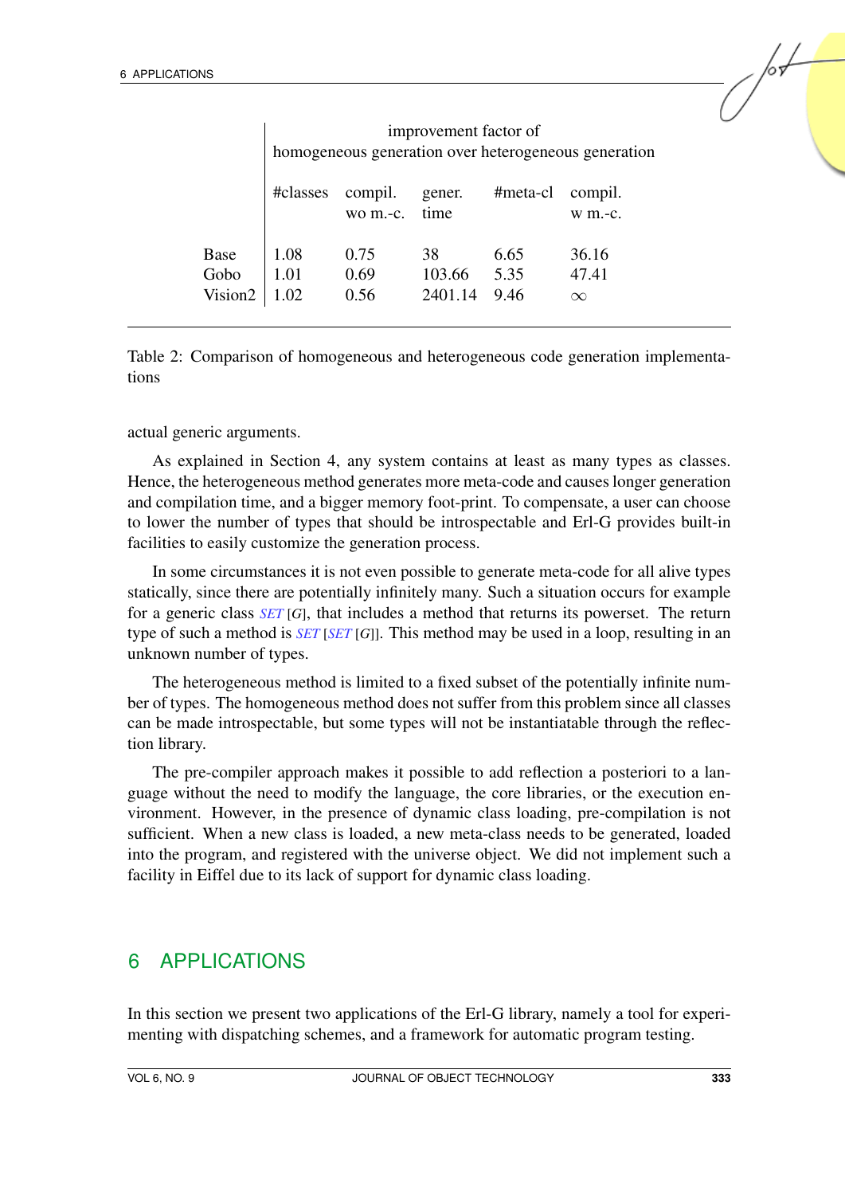| | improvement factor of homogeneous generation over heterogeneous generation | | | | |
|---|---|---|---|---|---|
| | #classes | compil. wo m.-c. | gener. time | #meta-cl | compil. w m.-c. |
| Base | 1.08 | 0.75 | 38 | 6.65 | 36.16 |
| Gobo | 1.01 | 0.69 | 103.66 | 5.35 | 47.41 |
| Vision2 | 1.02 | 0.56 | 2401.14 | 9.46 | $\infty$ |

Table 2: Comparison of homogeneous and heterogeneous code generation implementations

actual generic arguments.

As explained in Section 4, any system contains at least as many types as classes. Hence, the heterogeneous method generates more meta-code and causes longer generation and compilation time, and a bigger memory foot-print. To compensate, a user can choose to lower the number of types that should be introspectable and Erl-G provides built-in facilities to easily customize the generation process.

In some circumstances it is not even possible to generate meta-code for all alive types statically, since there are potentially infinitely many. Such a situation occurs for example for a generic class *SET* [*G*], that includes a method that returns its powerset. The return type of such a method is *SET* [*SET* [*G*]]. This method may be used in a loop, resulting in an unknown number of types.

The heterogeneous method is limited to a fixed subset of the potentially infinite number of types. The homogeneous method does not suffer from this problem since all classes can be made introspectable, but some types will not be instantiatable through the reflection library.

The pre-compiler approach makes it possible to add reflection a posteriori to a language without the need to modify the language, the core libraries, or the execution environment. However, in the presence of dynamic class loading, pre-compilation is not sufficient. When a new class is loaded, a new meta-class needs to be generated, loaded into the program, and registered with the universe object. We did not implement such a facility in Eiffel due to its lack of support for dynamic class loading.

# 6 APPLICATIONS

In this section we present two applications of the Erl-G library, namely a tool for experimenting with dispatching schemes, and a framework for automatic program testing.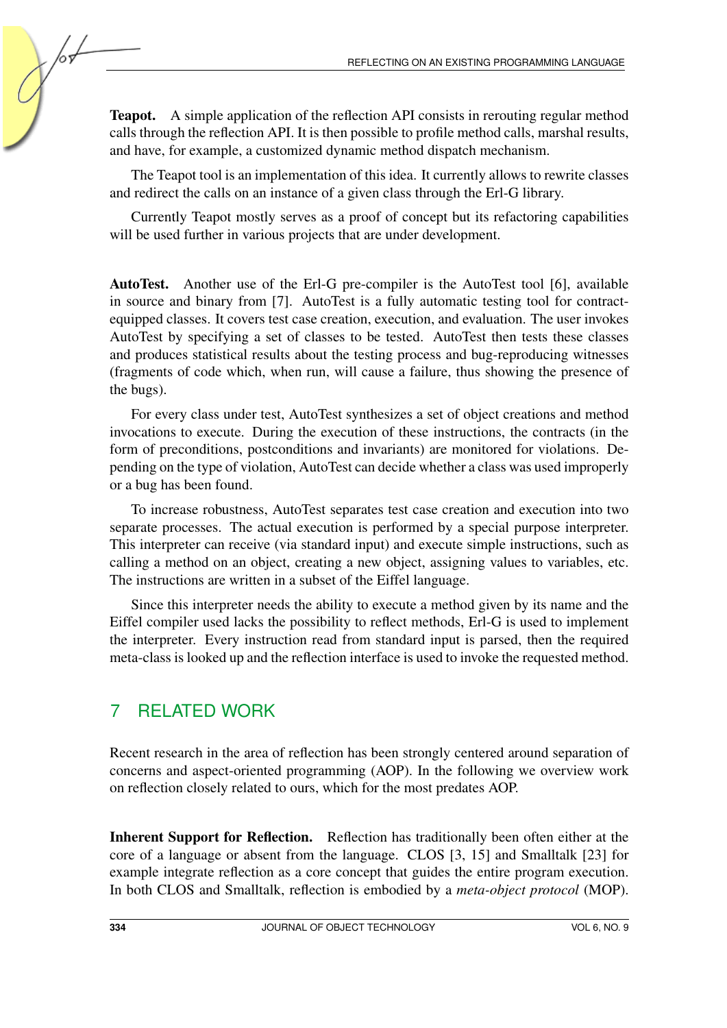**Teapot.** A simple application of the reflection API consists in rerouting regular method calls through the reflection API. It is then possible to profile method calls, marshal results, and have, for example, a customized dynamic method dispatch mechanism.

The Teapot tool is an implementation of this idea. It currently allows to rewrite classes and redirect the calls on an instance of a given class through the Erl-G library.

Currently Teapot mostly serves as a proof of concept but its refactoring capabilities will be used further in various projects that are under development.

**AutoTest.** Another use of the Erl-G pre-compiler is the AutoTest tool [6], available in source and binary from [7]. AutoTest is a fully automatic testing tool for contract-equipped classes. It covers test case creation, execution, and evaluation. The user invokes AutoTest by specifying a set of classes to be tested. AutoTest then tests these classes and produces statistical results about the testing process and bug-reproducing witnesses (fragments of code which, when run, will cause a failure, thus showing the presence of the bugs).

For every class under test, AutoTest synthesizes a set of object creations and method invocations to execute. During the execution of these instructions, the contracts (in the form of preconditions, postconditions and invariants) are monitored for violations. Depending on the type of violation, AutoTest can decide whether a class was used improperly or a bug has been found.

To increase robustness, AutoTest separates test case creation and execution into two separate processes. The actual execution is performed by a special purpose interpreter. This interpreter can receive (via standard input) and execute simple instructions, such as calling a method on an object, creating a new object, assigning values to variables, etc. The instructions are written in a subset of the Eiffel language.

Since this interpreter needs the ability to execute a method given by its name and the Eiffel compiler used lacks the possibility to reflect methods, Erl-G is used to implement the interpreter. Every instruction read from standard input is parsed, then the required meta-class is looked up and the reflection interface is used to invoke the requested method.

## 7 RELATED WORK

Recent research in the area of reflection has been strongly centered around separation of concerns and aspect-oriented programming (AOP). In the following we overview work on reflection closely related to ours, which for the most predates AOP.

**Inherent Support for Reflection.** Reflection has traditionally been often either at the core of a language or absent from the language. CLOS [3, 15] and Smalltalk [23] for example integrate reflection as a core concept that guides the entire program execution. In both CLOS and Smalltalk, reflection is embodied by a *meta-object protocol* (MOP).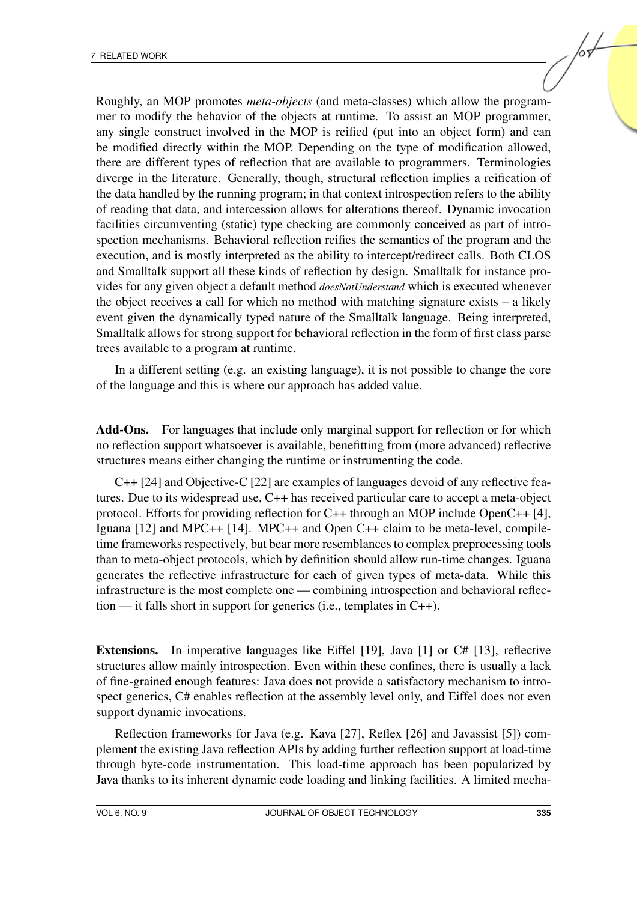Roughly, an MOP promotes *meta-objects* (and meta-classes) which allow the programmer to modify the behavior of the objects at runtime. To assist an MOP programmer, any single construct involved in the MOP is reified (put into an object form) and can be modified directly within the MOP. Depending on the type of modification allowed, there are different types of reflection that are available to programmers. Terminologies diverge in the literature. Generally, though, structural reflection implies a reification of the data handled by the running program; in that context introspection refers to the ability of reading that data, and intercession allows for alterations thereof. Dynamic invocation facilities circumventing (static) type checking are commonly conceived as part of introspection mechanisms. Behavioral reflection reifies the semantics of the program and the execution, and is mostly interpreted as the ability to intercept/redirect calls. Both CLOS and Smalltalk support all these kinds of reflection by design. Smalltalk for instance provides for any given object a default method *doesNotUnderstand* which is executed whenever the object receives a call for which no method with matching signature exists – a likely event given the dynamically typed nature of the Smalltalk language. Being interpreted, Smalltalk allows for strong support for behavioral reflection in the form of first class parse trees available to a program at runtime.

In a different setting (e.g. an existing language), it is not possible to change the core of the language and this is where our approach has added value.

**Add-Ons.** For languages that include only marginal support for reflection or for which no reflection support whatsoever is available, benefitting from (more advanced) reflective structures means either changing the runtime or instrumenting the code.

C++ [24] and Objective-C [22] are examples of languages devoid of any reflective features. Due to its widespread use, C++ has received particular care to accept a meta-object protocol. Efforts for providing reflection for C++ through an MOP include OpenC++ [4], Iguana [12] and MPC++ [14]. MPC++ and Open C++ claim to be meta-level, compile-time frameworks respectively, but bear more resemblances to complex preprocessing tools than to meta-object protocols, which by definition should allow run-time changes. Iguana generates the reflective infrastructure for each of given types of meta-data. While this infrastructure is the most complete one — combining introspection and behavioral reflection — it falls short in support for generics (i.e., templates in C++).

**Extensions.** In imperative languages like Eiffel [19], Java [1] or C# [13], reflective structures allow mainly introspection. Even within these confines, there is usually a lack of fine-grained enough features: Java does not provide a satisfactory mechanism to introspect generics, C# enables reflection at the assembly level only, and Eiffel does not even support dynamic invocations.

Reflection frameworks for Java (e.g. Kava [27], Reflex [26] and Javassist [5]) complement the existing Java reflection APIs by adding further reflection support at load-time through byte-code instrumentation. This load-time approach has been popularized by Java thanks to its inherent dynamic code loading and linking facilities. A limited mecha-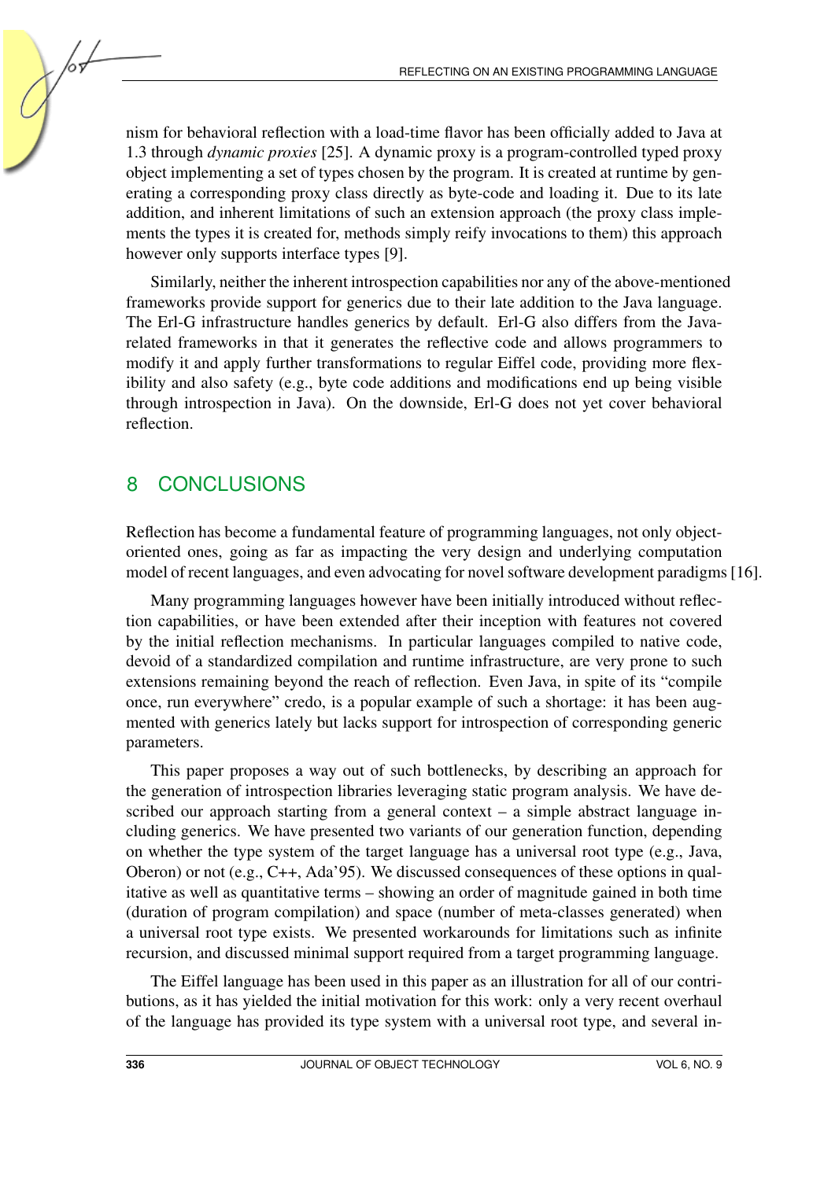nism for behavioral reflection with a load-time flavor has been officially added to Java at 1.3 through *dynamic proxies* [25]. A dynamic proxy is a program-controlled typed proxy object implementing a set of types chosen by the program. It is created at runtime by generating a corresponding proxy class directly as byte-code and loading it. Due to its late addition, and inherent limitations of such an extension approach (the proxy class implements the types it is created for, methods simply reify invocations to them) this approach however only supports interface types [9].

Similarly, neither the inherent introspection capabilities nor any of the above-mentioned frameworks provide support for generics due to their late addition to the Java language. The Erl-G infrastructure handles generics by default. Erl-G also differs from the Java-related frameworks in that it generates the reflective code and allows programmers to modify it and apply further transformations to regular Eiffel code, providing more flexibility and also safety (e.g., byte code additions and modifications end up being visible through introspection in Java). On the downside, Erl-G does not yet cover behavioral reflection.

## 8 CONCLUSIONS

Reflection has become a fundamental feature of programming languages, not only object-oriented ones, going as far as impacting the very design and underlying computation model of recent languages, and even advocating for novel software development paradigms [16].

Many programming languages however have been initially introduced without reflection capabilities, or have been extended after their inception with features not covered by the initial reflection mechanisms. In particular languages compiled to native code, devoid of a standardized compilation and runtime infrastructure, are very prone to such extensions remaining beyond the reach of reflection. Even Java, in spite of its "compile once, run everywhere" credo, is a popular example of such a shortage: it has been augmented with generics lately but lacks support for introspection of corresponding generic parameters.

This paper proposes a way out of such bottlenecks, by describing an approach for the generation of introspection libraries leveraging static program analysis. We have described our approach starting from a general context – a simple abstract language including generics. We have presented two variants of our generation function, depending on whether the type system of the target language has a universal root type (e.g., Java, Oberon) or not (e.g., C++, Ada'95). We discussed consequences of these options in qualitative as well as quantitative terms – showing an order of magnitude gained in both time (duration of program compilation) and space (number of meta-classes generated) when a universal root type exists. We presented workarounds for limitations such as infinite recursion, and discussed minimal support required from a target programming language.

The Eiffel language has been used in this paper as an illustration for all of our contributions, as it has yielded the initial motivation for this work: only a very recent overhaul of the language has provided its type system with a universal root type, and several in-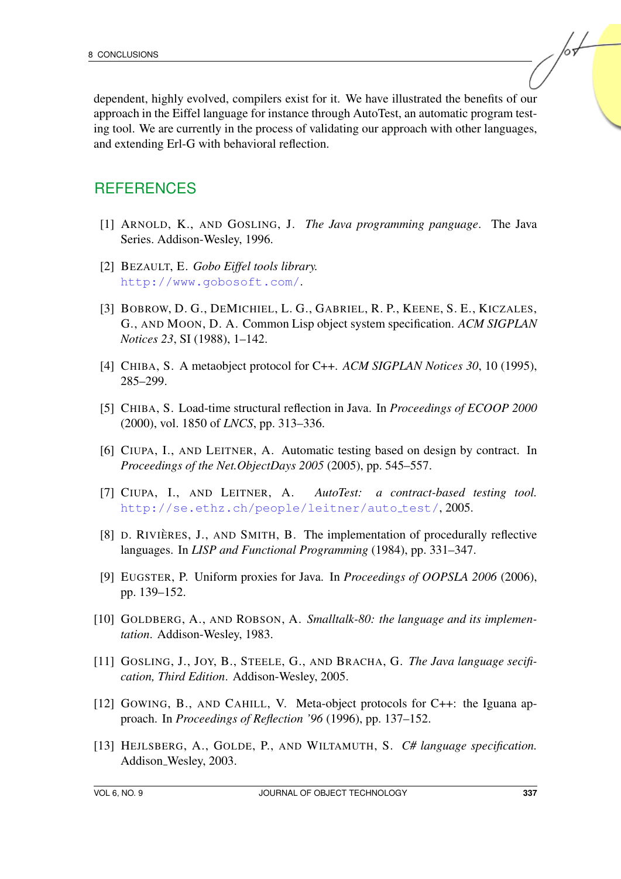dependent, highly evolved, compilers exist for it. We have illustrated the benefits of our approach in the Eiffel language for instance through AutoTest, an automatic program testing tool. We are currently in the process of validating our approach with other languages, and extending Erl-G with behavioral reflection.

## REFERENCES

[1] ARNOLD, K., AND GOSLING, J. *The Java programming panguage*. The Java Series. Addison-Wesley, 1996.

[2] BEZAULT, E. *Gobo Eiffel tools library.* http://www.gobosoft.com/.

[3] BOBROW, D. G., DEMICHIEL, L. G., GABRIEL, R. P., KEENE, S. E., KICZALES, G., AND MOON, D. A. Common Lisp object system specification. *ACM SIGPLAN Notices 23*, SI (1988), 1–142.

[4] CHIBA, S. A metaobject protocol for C++. *ACM SIGPLAN Notices 30*, 10 (1995), 285–299.

[5] CHIBA, S. Load-time structural reflection in Java. In *Proceedings of ECOOP 2000* (2000), vol. 1850 of *LNCS*, pp. 313–336.

[6] CIUPA, I., AND LEITNER, A. Automatic testing based on design by contract. In *Proceedings of the Net.ObjectDays 2005* (2005), pp. 545–557.

[7] CIUPA, I., AND LEITNER, A. *AutoTest: a contract-based testing tool.* http://se.ethz.ch/people/leitner/auto_test/, 2005.

[8] D. RIVIÈRES, J., AND SMITH, B. The implementation of procedurally reflective languages. In *LISP and Functional Programming* (1984), pp. 331–347.

[9] EUGSTER, P. Uniform proxies for Java. In *Proceedings of OOPSLA 2006* (2006), pp. 139–152.

[10] GOLDBERG, A., AND ROBSON, A. *Smalltalk-80: the language and its implementation*. Addison-Wesley, 1983.

[11] GOSLING, J., JOY, B., STEELE, G., AND BRACHA, G. *The Java language secification, Third Edition*. Addison-Wesley, 2005.

[12] GOWING, B., AND CAHILL, V. Meta-object protocols for C++: the Iguana approach. In *Proceedings of Reflection '96* (1996), pp. 137–152.

[13] HEJLSBERG, A., GOLDE, P., AND WILTAMUTH, S. *C# language specification.* Addison_Wesley, 2003.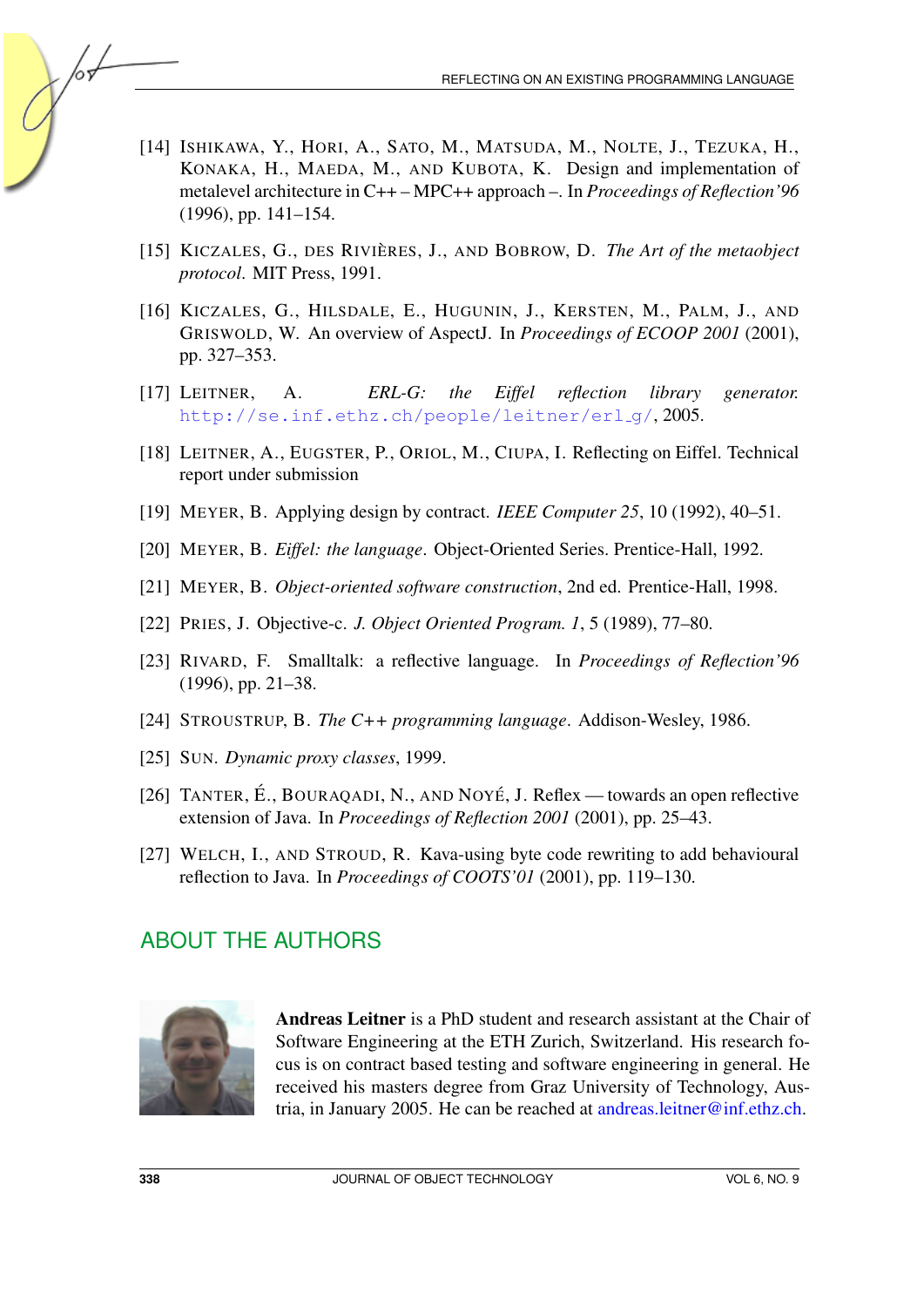[14] Ishikawa, Y., Hori, A., Sato, M., Matsuda, M., Nolte, J., Tezuka, H., Konaka, H., Maeda, M., and Kubota, K. Design and implementation of metalevel architecture in C++ – MPC++ approach –. In *Proceedings of Reflection'96* (1996), pp. 141–154.

[15] Kiczales, G., des Rivières, J., and Bobrow, D. *The Art of the metaobject protocol*. MIT Press, 1991.

[16] Kiczales, G., Hilsdale, E., Hugunin, J., Kersten, M., Palm, J., and Griswold, W. An overview of AspectJ. In *Proceedings of ECOOP 2001* (2001), pp. 327–353.

[17] Leitner, A. *ERL-G: the Eiffel reflection library generator.* http://se.inf.ethz.ch/people/leitner/erl_g/, 2005.

[18] Leitner, A., Eugster, P., Oriol, M., Ciupa, I. Reflecting on Eiffel. Technical report under submission

[19] Meyer, B. Applying design by contract. *IEEE Computer 25*, 10 (1992), 40–51.

[20] Meyer, B. *Eiffel: the language*. Object-Oriented Series. Prentice-Hall, 1992.

[21] Meyer, B. *Object-oriented software construction*, 2nd ed. Prentice-Hall, 1998.

[22] Pries, J. Objective-c. *J. Object Oriented Program. 1*, 5 (1989), 77–80.

[23] Rivard, F. Smalltalk: a reflective language. In *Proceedings of Reflection'96* (1996), pp. 21–38.

[24] Stroustrup, B. *The C++ programming language*. Addison-Wesley, 1986.

[25] Sun. *Dynamic proxy classes*, 1999.

[26] Tanter, É., Bouraqadi, N., and Noyé, J. Reflex — towards an open reflective extension of Java. In *Proceedings of Reflection 2001* (2001), pp. 25–43.

[27] Welch, I., and Stroud, R. Kava-using byte code rewriting to add behavioural reflection to Java. In *Proceedings of COOTS'01* (2001), pp. 119–130.

## ABOUT THE AUTHORS

**Andreas Leitner** is a PhD student and research assistant at the Chair of Software Engineering at the ETH Zurich, Switzerland. His research focus is on contract based testing and software engineering in general. He received his masters degree from Graz University of Technology, Austria, in January 2005. He can be reached at andreas.leitner@inf.ethz.ch.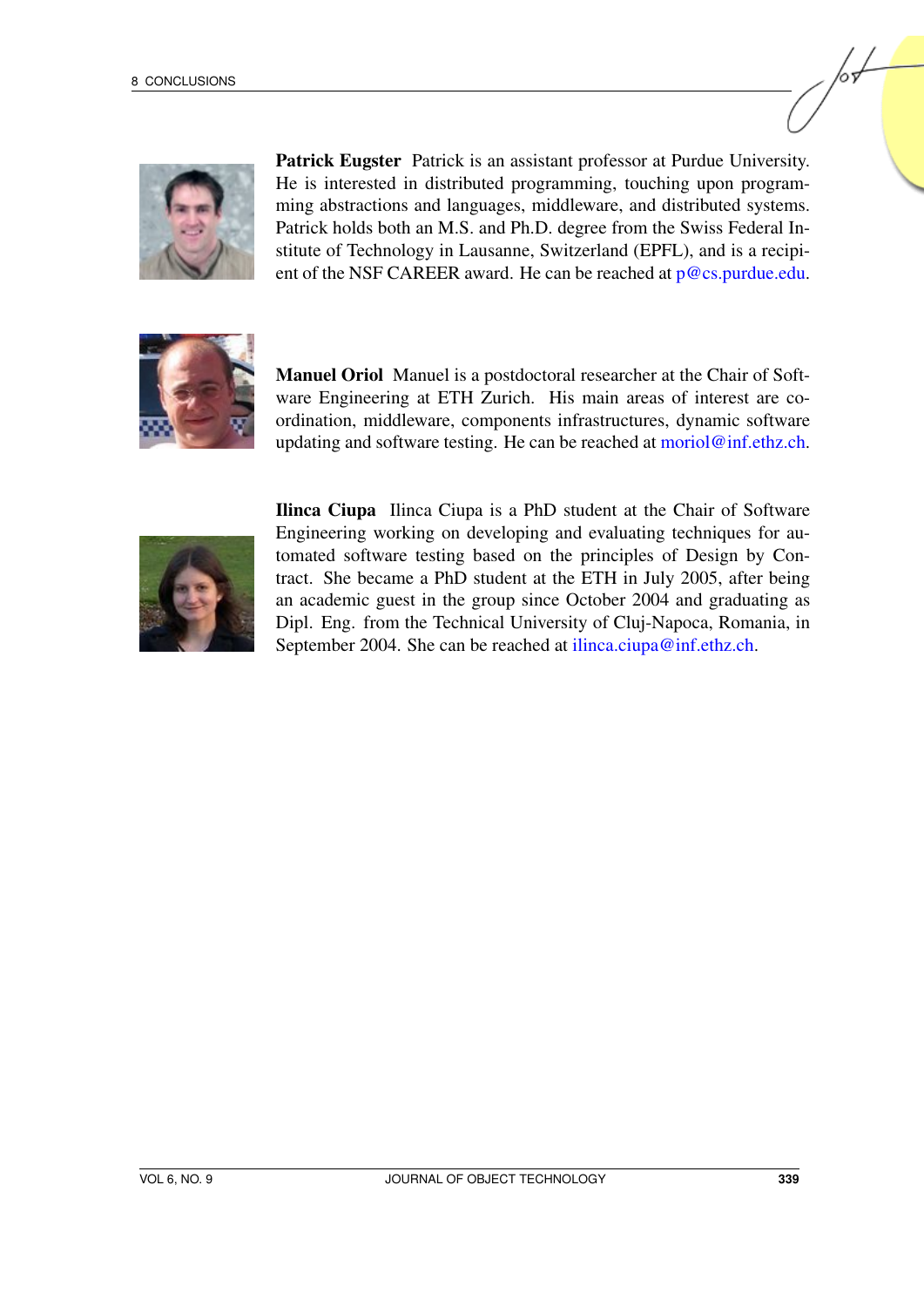**Patrick Eugster** Patrick is an assistant professor at Purdue University. He is interested in distributed programming, touching upon programming abstractions and languages, middleware, and distributed systems. Patrick holds both an M.S. and Ph.D. degree from the Swiss Federal Institute of Technology in Lausanne, Switzerland (EPFL), and is a recipient of the NSF CAREER award. He can be reached at p@cs.purdue.edu.

**Manuel Oriol** Manuel is a postdoctoral researcher at the Chair of Software Engineering at ETH Zurich. His main areas of interest are coordination, middleware, components infrastructures, dynamic software updating and software testing. He can be reached at moriol@inf.ethz.ch.

**Ilinca Ciupa** Ilinca Ciupa is a PhD student at the Chair of Software Engineering working on developing and evaluating techniques for automated software testing based on the principles of Design by Contract. She became a PhD student at the ETH in July 2005, after being an academic guest in the group since October 2004 and graduating as Dipl. Eng. from the Technical University of Cluj-Napoca, Romania, in September 2004. She can be reached at ilinca.ciupa@inf.ethz.ch.